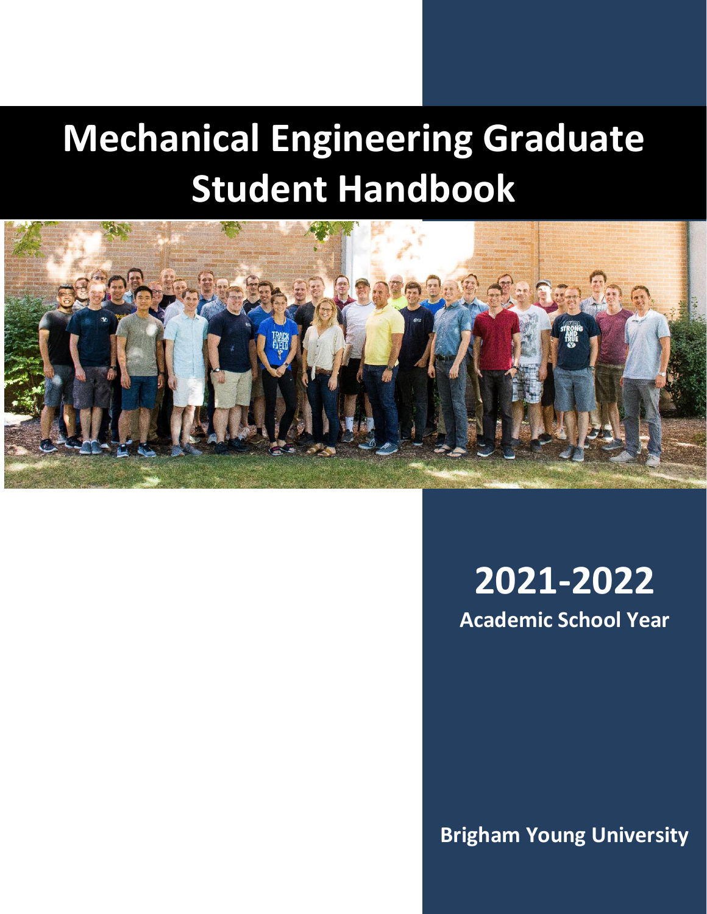# Mechanical Engineering Graduate Student Handbook

## 2021-2022

**Academic School Year**

**Brigham Young University**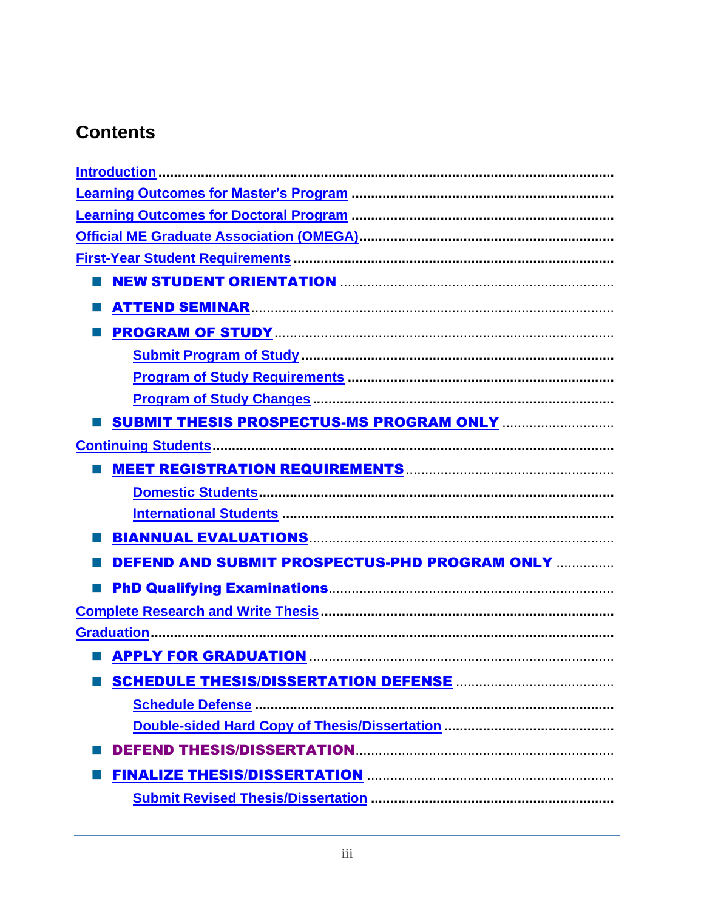# Contents

- Introduction
- Learning Outcomes for Master's Program
- Learning Outcomes for Doctoral Program
- Official ME Graduate Association (OMEGA)
- First-Year Student Requirements
  - NEW STUDENT ORIENTATION
  - ATTEND SEMINAR
  - PROGRAM OF STUDY
    - Submit Program of Study
    - Program of Study Requirements
    - Program of Study Changes
  - SUBMIT THESIS PROSPECTUS-MS PROGRAM ONLY
- Continuing Students
  - MEET REGISTRATION REQUIREMENTS
    - Domestic Students
    - International Students
  - BIANNUAL EVALUATIONS
  - DEFEND AND SUBMIT PROSPECTUS-PHD PROGRAM ONLY
  - PhD Qualifying Examinations
- Complete Research and Write Thesis
- Graduation
  - APPLY FOR GRADUATION
  - SCHEDULE THESIS/DISSERTATION DEFENSE
    - Schedule Defense
    - Double-sided Hard Copy of Thesis/Dissertation
  - DEFEND THESIS/DISSERTATION
  - FINALIZE THESIS/DISSERTATION
    - Submit Revised Thesis/Dissertation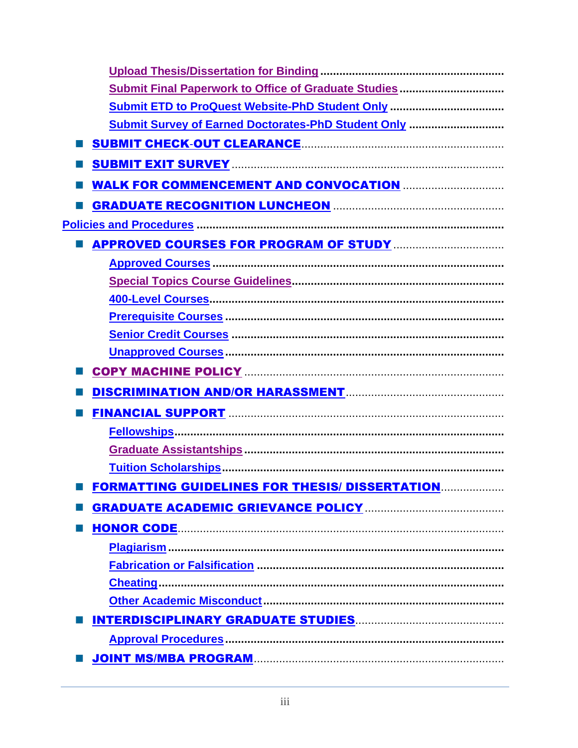- Upload Thesis/Dissertation for Binding
- Submit Final Paperwork to Office of Graduate Studies
- Submit ETD to ProQuest Website-PhD Student Only
- Submit Survey of Earned Doctorates-PhD Student Only

- SUBMIT CHECK-OUT CLEARANCE
- SUBMIT EXIT SURVEY
- WALK FOR COMMENCEMENT AND CONVOCATION
- GRADUATE RECOGNITION LUNCHEON

Policies and Procedures

- APPROVED COURSES FOR PROGRAM OF STUDY
  - Approved Courses
  - Special Topics Course Guidelines
  - 400-Level Courses
  - Prerequisite Courses
  - Senior Credit Courses
  - Unapproved Courses
- COPY MACHINE POLICY
- DISCRIMINATION AND/OR HARASSMENT
- FINANCIAL SUPPORT
  - Fellowships
  - Graduate Assistantships
  - Tuition Scholarships
- FORMATTING GUIDELINES FOR THESIS/ DISSERTATION
- GRADUATE ACADEMIC GRIEVANCE POLICY
- HONOR CODE
  - Plagiarism
  - Fabrication or Falsification
  - Cheating
  - Other Academic Misconduct
- INTERDISCIPLINARY GRADUATE STUDIES
  - Approval Procedures
- JOINT MS/MBA PROGRAM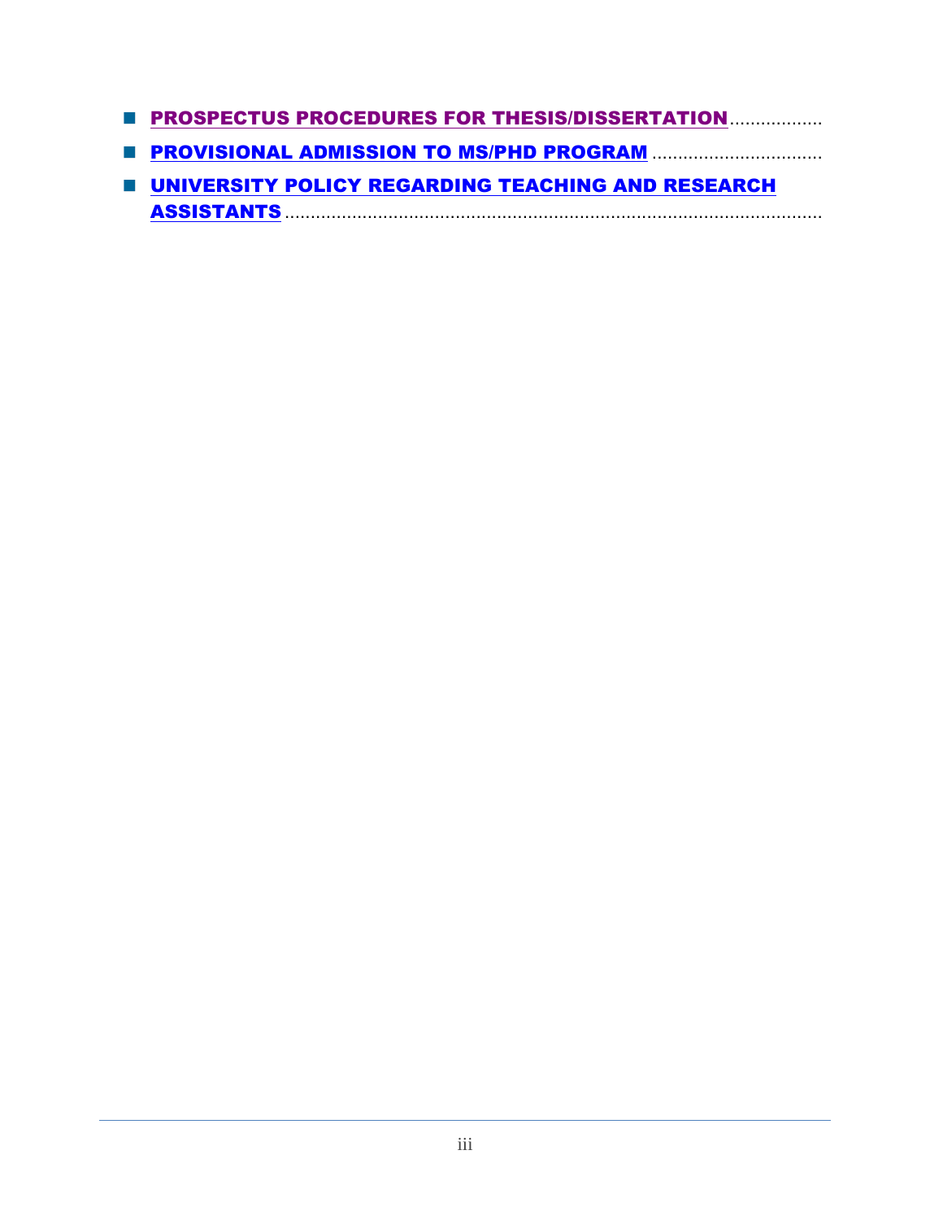- PROSPECTUS PROCEDURES FOR THESIS/DISSERTATION..................
- PROVISIONAL ADMISSION TO MS/PHD PROGRAM .................................
- UNIVERSITY POLICY REGARDING TEACHING AND RESEARCH ASSISTANTS..........................................................................................................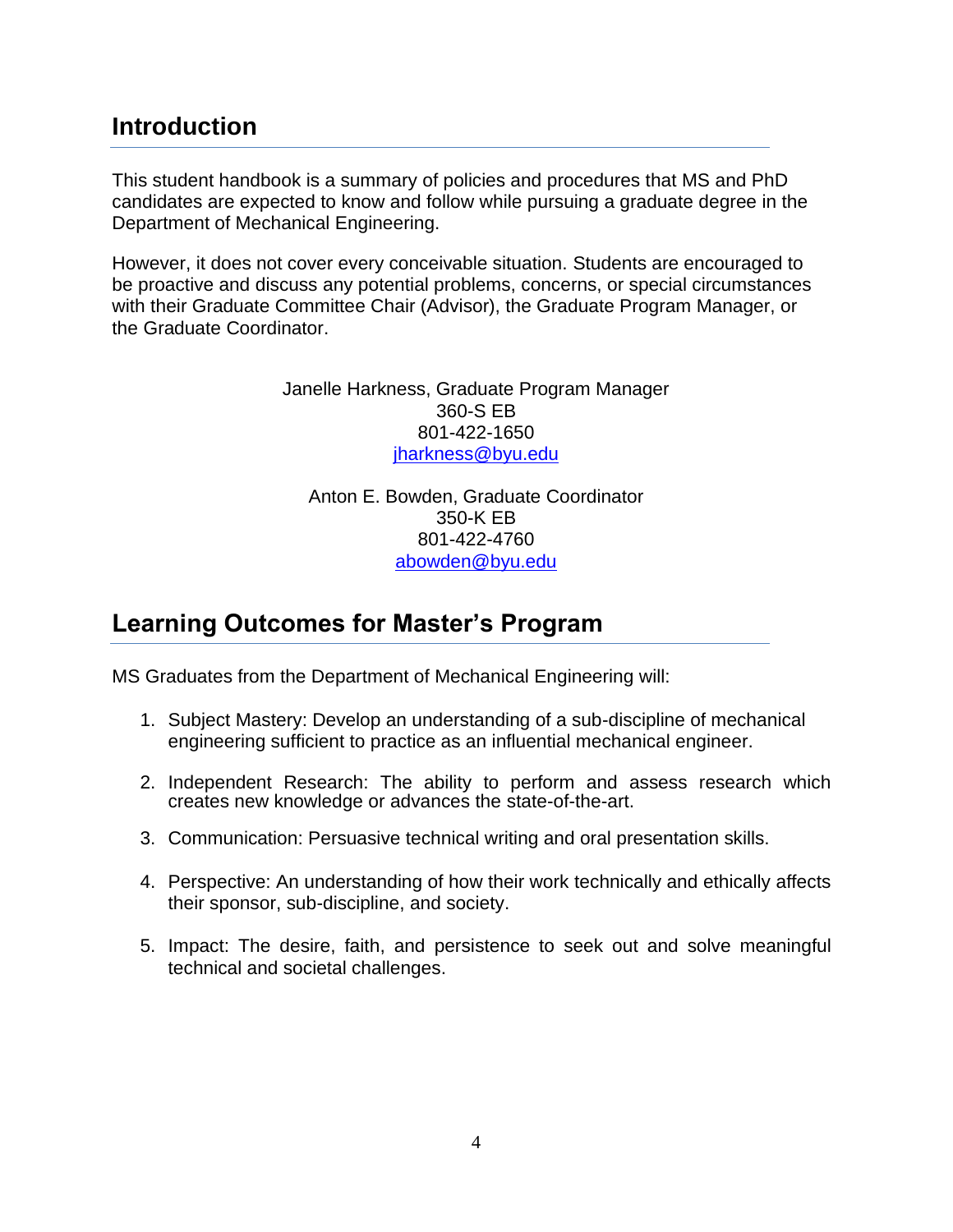## Introduction

This student handbook is a summary of policies and procedures that MS and PhD candidates are expected to know and follow while pursuing a graduate degree in the Department of Mechanical Engineering.

However, it does not cover every conceivable situation. Students are encouraged to be proactive and discuss any potential problems, concerns, or special circumstances with their Graduate Committee Chair (Advisor), the Graduate Program Manager, or the Graduate Coordinator.

Janelle Harkness, Graduate Program Manager
360-S EB
801-422-1650
jharkness@byu.edu

Anton E. Bowden, Graduate Coordinator
350-K EB
801-422-4760
abowden@byu.edu

## Learning Outcomes for Master's Program

MS Graduates from the Department of Mechanical Engineering will:

1. Subject Mastery: Develop an understanding of a sub-discipline of mechanical engineering sufficient to practice as an influential mechanical engineer.
2. Independent Research: The ability to perform and assess research which creates new knowledge or advances the state-of-the-art.
3. Communication: Persuasive technical writing and oral presentation skills.
4. Perspective: An understanding of how their work technically and ethically affects their sponsor, sub-discipline, and society.
5. Impact: The desire, faith, and persistence to seek out and solve meaningful technical and societal challenges.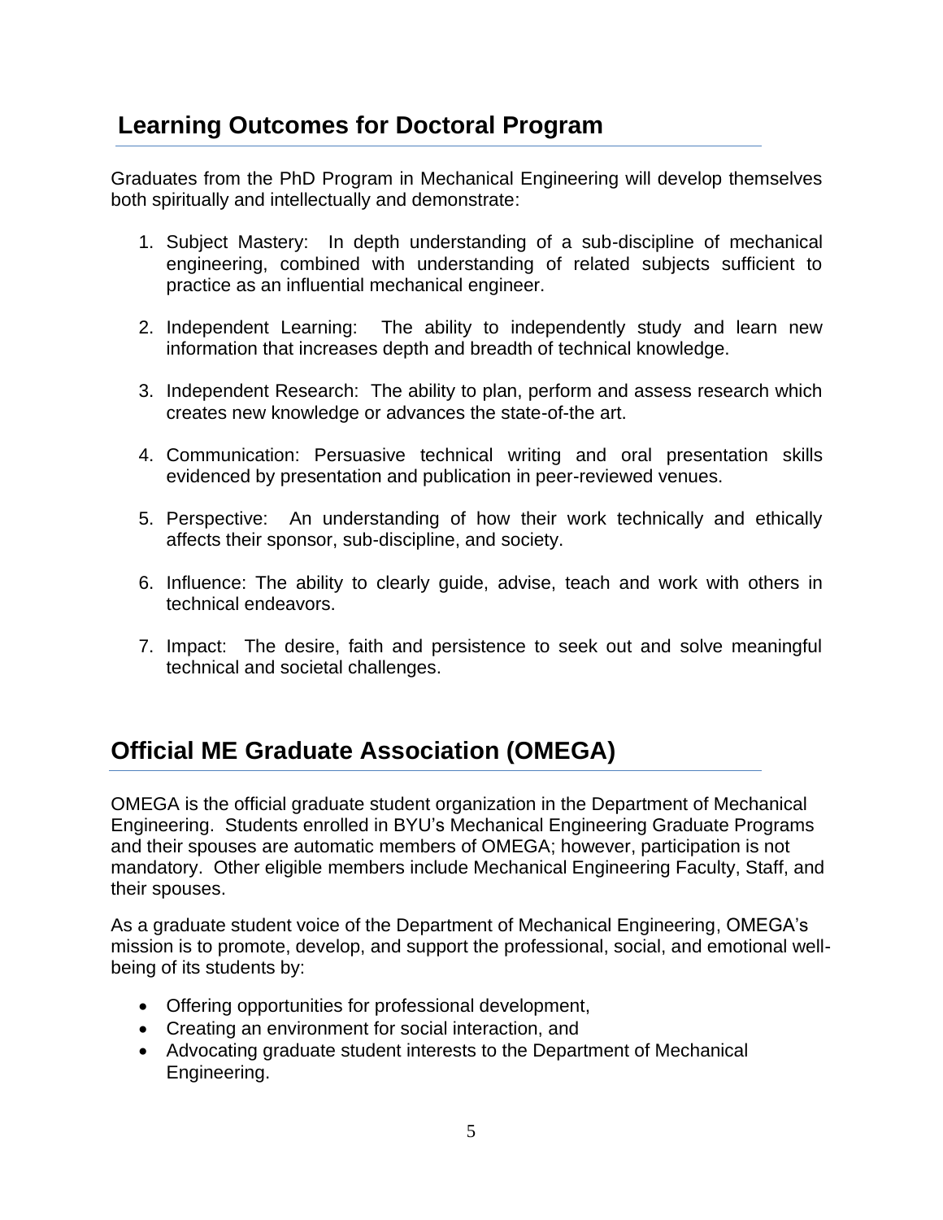## Learning Outcomes for Doctoral Program

Graduates from the PhD Program in Mechanical Engineering will develop themselves both spiritually and intellectually and demonstrate:

1. Subject Mastery: In depth understanding of a sub-discipline of mechanical engineering, combined with understanding of related subjects sufficient to practice as an influential mechanical engineer.

2. Independent Learning: The ability to independently study and learn new information that increases depth and breadth of technical knowledge.

3. Independent Research: The ability to plan, perform and assess research which creates new knowledge or advances the state-of-the art.

4. Communication: Persuasive technical writing and oral presentation skills evidenced by presentation and publication in peer-reviewed venues.

5. Perspective: An understanding of how their work technically and ethically affects their sponsor, sub-discipline, and society.

6. Influence: The ability to clearly guide, advise, teach and work with others in technical endeavors.

7. Impact: The desire, faith and persistence to seek out and solve meaningful technical and societal challenges.

## Official ME Graduate Association (OMEGA)

OMEGA is the official graduate student organization in the Department of Mechanical Engineering. Students enrolled in BYU's Mechanical Engineering Graduate Programs and their spouses are automatic members of OMEGA; however, participation is not mandatory. Other eligible members include Mechanical Engineering Faculty, Staff, and their spouses.

As a graduate student voice of the Department of Mechanical Engineering, OMEGA's mission is to promote, develop, and support the professional, social, and emotional well-being of its students by:

- Offering opportunities for professional development,
- Creating an environment for social interaction, and
- Advocating graduate student interests to the Department of Mechanical Engineering.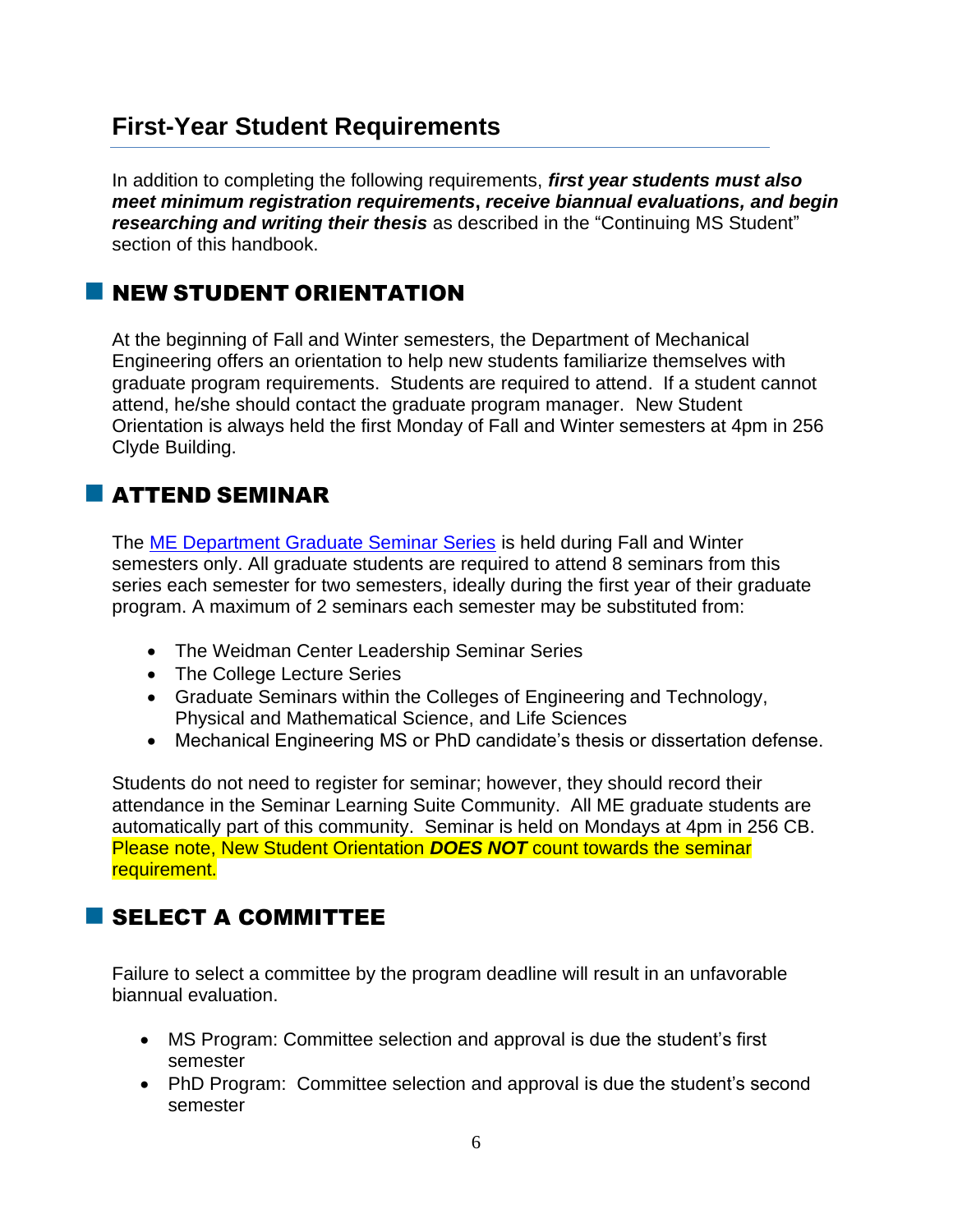## First-Year Student Requirements

In addition to completing the following requirements, ***first year students must also meet minimum registration requirements***, ***receive biannual evaluations, and begin researching and writing their thesis*** as described in the "Continuing MS Student" section of this handbook.

### NEW STUDENT ORIENTATION

At the beginning of Fall and Winter semesters, the Department of Mechanical Engineering offers an orientation to help new students familiarize themselves with graduate program requirements. Students are required to attend. If a student cannot attend, he/she should contact the graduate program manager. New Student Orientation is always held the first Monday of Fall and Winter semesters at 4pm in 256 Clyde Building.

### ATTEND SEMINAR

The ME Department Graduate Seminar Series is held during Fall and Winter semesters only. All graduate students are required to attend 8 seminars from this series each semester for two semesters, ideally during the first year of their graduate program. A maximum of 2 seminars each semester may be substituted from:

- The Weidman Center Leadership Seminar Series
- The College Lecture Series
- Graduate Seminars within the Colleges of Engineering and Technology, Physical and Mathematical Science, and Life Sciences
- Mechanical Engineering MS or PhD candidate's thesis or dissertation defense.

Students do not need to register for seminar; however, they should record their attendance in the Seminar Learning Suite Community. All ME graduate students are automatically part of this community. Seminar is held on Mondays at 4pm in 256 CB. Please note, New Student Orientation ***DOES NOT*** count towards the seminar requirement.

### SELECT A COMMITTEE

Failure to select a committee by the program deadline will result in an unfavorable biannual evaluation.

- MS Program: Committee selection and approval is due the student's first semester
- PhD Program: Committee selection and approval is due the student's second semester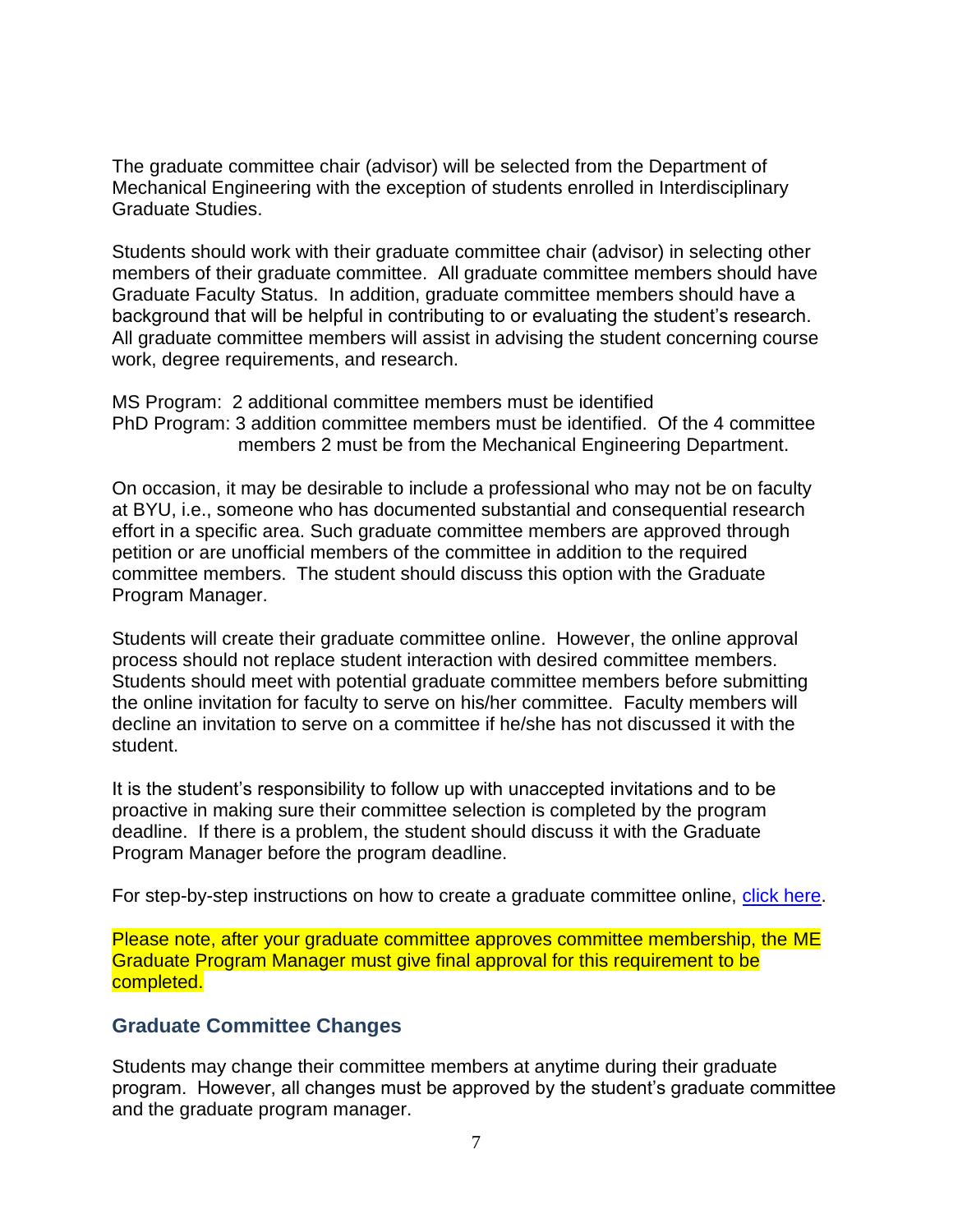The graduate committee chair (advisor) will be selected from the Department of Mechanical Engineering with the exception of students enrolled in Interdisciplinary Graduate Studies.

Students should work with their graduate committee chair (advisor) in selecting other members of their graduate committee. All graduate committee members should have Graduate Faculty Status. In addition, graduate committee members should have a background that will be helpful in contributing to or evaluating the student's research. All graduate committee members will assist in advising the student concerning course work, degree requirements, and research.

MS Program: 2 additional committee members must be identified
PhD Program: 3 addition committee members must be identified. Of the 4 committee members 2 must be from the Mechanical Engineering Department.

On occasion, it may be desirable to include a professional who may not be on faculty at BYU, i.e., someone who has documented substantial and consequential research effort in a specific area. Such graduate committee members are approved through petition or are unofficial members of the committee in addition to the required committee members. The student should discuss this option with the Graduate Program Manager.

Students will create their graduate committee online. However, the online approval process should not replace student interaction with desired committee members. Students should meet with potential graduate committee members before submitting the online invitation for faculty to serve on his/her committee. Faculty members will decline an invitation to serve on a committee if he/she has not discussed it with the student.

It is the student's responsibility to follow up with unaccepted invitations and to be proactive in making sure their committee selection is completed by the program deadline. If there is a problem, the student should discuss it with the Graduate Program Manager before the program deadline.

For step-by-step instructions on how to create a graduate committee online, click here.

Please note, after your graduate committee approves committee membership, the ME Graduate Program Manager must give final approval for this requirement to be completed.

## Graduate Committee Changes

Students may change their committee members at anytime during their graduate program. However, all changes must be approved by the student's graduate committee and the graduate program manager.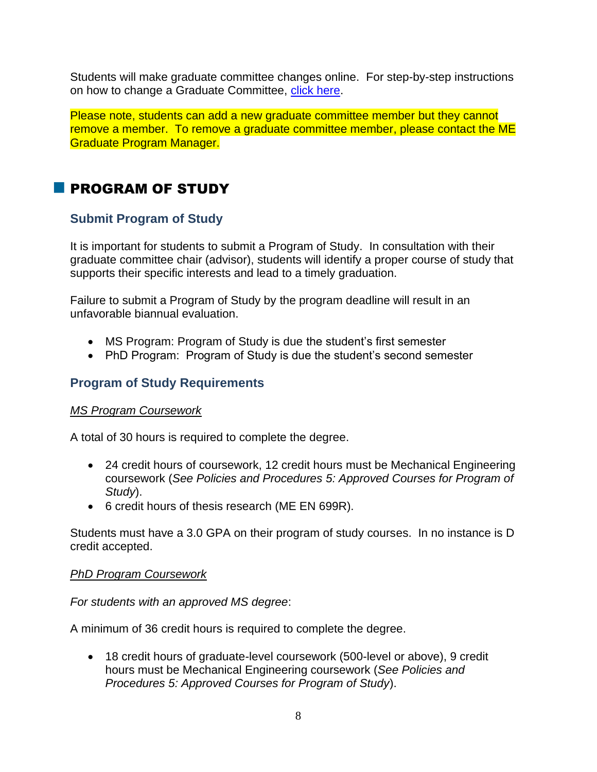Students will make graduate committee changes online. For step-by-step instructions on how to change a Graduate Committee, [click here](#).

Please note, students can add a new graduate committee member but they cannot remove a member. To remove a graduate committee member, please contact the ME Graduate Program Manager.

# PROGRAM OF STUDY

## Submit Program of Study

It is important for students to submit a Program of Study. In consultation with their graduate committee chair (advisor), students will identify a proper course of study that supports their specific interests and lead to a timely graduation.

Failure to submit a Program of Study by the program deadline will result in an unfavorable biannual evaluation.

- MS Program: Program of Study is due the student's first semester
- PhD Program: Program of Study is due the student's second semester

## Program of Study Requirements

*MS Program Coursework*

A total of 30 hours is required to complete the degree.

- 24 credit hours of coursework, 12 credit hours must be Mechanical Engineering coursework (*See Policies and Procedures 5: Approved Courses for Program of Study*).
- 6 credit hours of thesis research (ME EN 699R).

Students must have a 3.0 GPA on their program of study courses. In no instance is D credit accepted.

*PhD Program Coursework*

*For students with an approved MS degree*:

A minimum of 36 credit hours is required to complete the degree.

- 18 credit hours of graduate-level coursework (500-level or above), 9 credit hours must be Mechanical Engineering coursework (*See Policies and Procedures 5: Approved Courses for Program of Study*).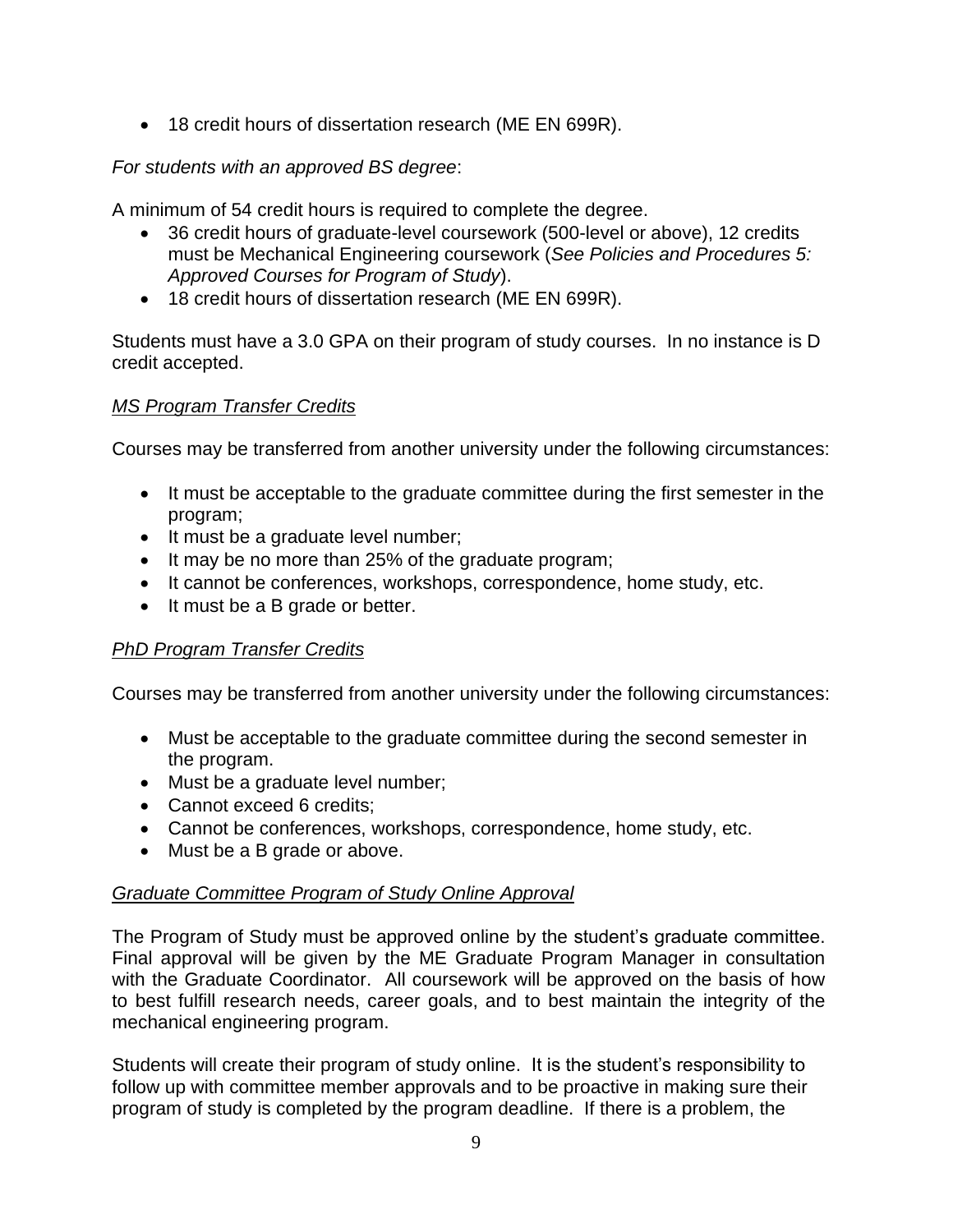- 18 credit hours of dissertation research (ME EN 699R).

*For students with an approved BS degree*:

A minimum of 54 credit hours is required to complete the degree.

- 36 credit hours of graduate-level coursework (500-level or above), 12 credits must be Mechanical Engineering coursework (*See Policies and Procedures 5: Approved Courses for Program of Study*).
- 18 credit hours of dissertation research (ME EN 699R).

Students must have a 3.0 GPA on their program of study courses. In no instance is D credit accepted.

*MS Program Transfer Credits*

Courses may be transferred from another university under the following circumstances:

- It must be acceptable to the graduate committee during the first semester in the program;
- It must be a graduate level number;
- It may be no more than 25% of the graduate program;
- It cannot be conferences, workshops, correspondence, home study, etc.
- It must be a B grade or better.

*PhD Program Transfer Credits*

Courses may be transferred from another university under the following circumstances:

- Must be acceptable to the graduate committee during the second semester in the program.
- Must be a graduate level number;
- Cannot exceed 6 credits;
- Cannot be conferences, workshops, correspondence, home study, etc.
- Must be a B grade or above.

*Graduate Committee Program of Study Online Approval*

The Program of Study must be approved online by the student's graduate committee. Final approval will be given by the ME Graduate Program Manager in consultation with the Graduate Coordinator. All coursework will be approved on the basis of how to best fulfill research needs, career goals, and to best maintain the integrity of the mechanical engineering program.

Students will create their program of study online. It is the student's responsibility to follow up with committee member approvals and to be proactive in making sure their program of study is completed by the program deadline. If there is a problem, the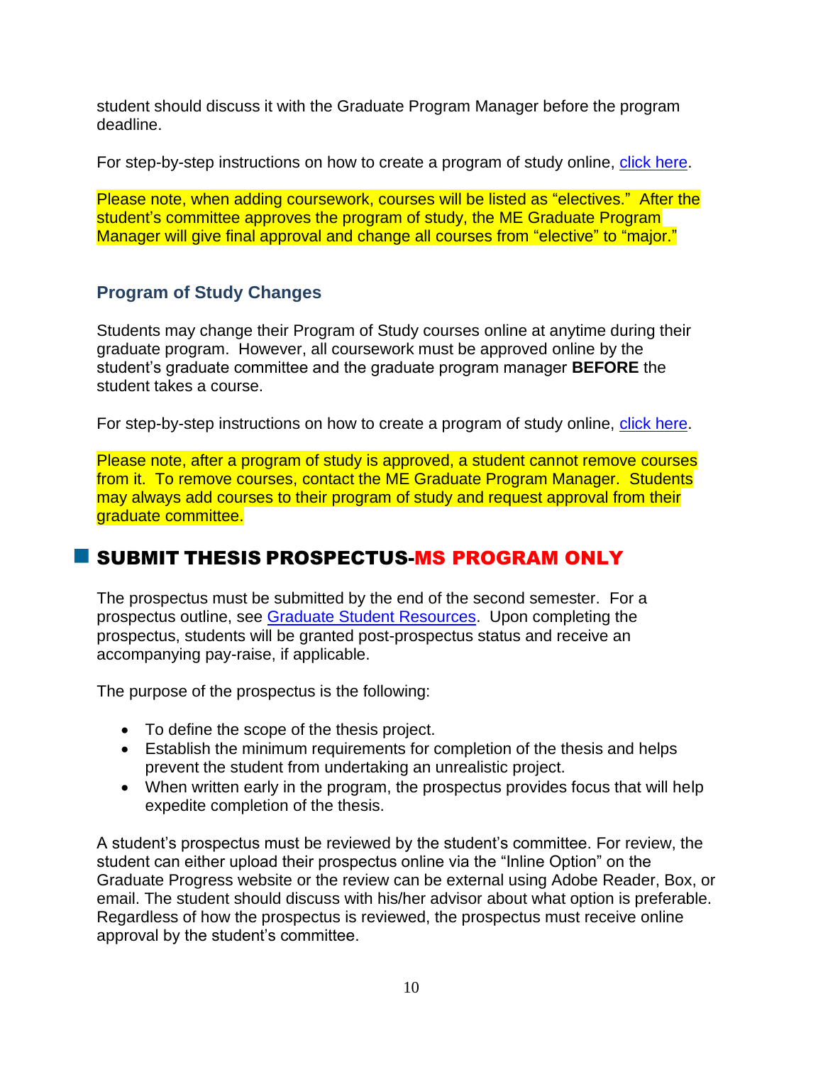student should discuss it with the Graduate Program Manager before the program deadline.

For step-by-step instructions on how to create a program of study online, [click here](#).

Please note, when adding coursework, courses will be listed as "electives." After the student's committee approves the program of study, the ME Graduate Program Manager will give final approval and change all courses from "elective" to "major."

### Program of Study Changes

Students may change their Program of Study courses online at anytime during their graduate program. However, all coursework must be approved online by the student's graduate committee and the graduate program manager **BEFORE** the student takes a course.

For step-by-step instructions on how to create a program of study online, [click here](#).

Please note, after a program of study is approved, a student cannot remove courses from it. To remove courses, contact the ME Graduate Program Manager. Students may always add courses to their program of study and request approval from their graduate committee.

## SUBMIT THESIS PROSPECTUS-MS PROGRAM ONLY

The prospectus must be submitted by the end of the second semester. For a prospectus outline, see [Graduate Student Resources](#). Upon completing the prospectus, students will be granted post-prospectus status and receive an accompanying pay-raise, if applicable.

The purpose of the prospectus is the following:

- To define the scope of the thesis project.
- Establish the minimum requirements for completion of the thesis and helps prevent the student from undertaking an unrealistic project.
- When written early in the program, the prospectus provides focus that will help expedite completion of the thesis.

A student's prospectus must be reviewed by the student's committee. For review, the student can either upload their prospectus online via the "Inline Option" on the Graduate Progress website or the review can be external using Adobe Reader, Box, or email. The student should discuss with his/her advisor about what option is preferable. Regardless of how the prospectus is reviewed, the prospectus must receive online approval by the student's committee.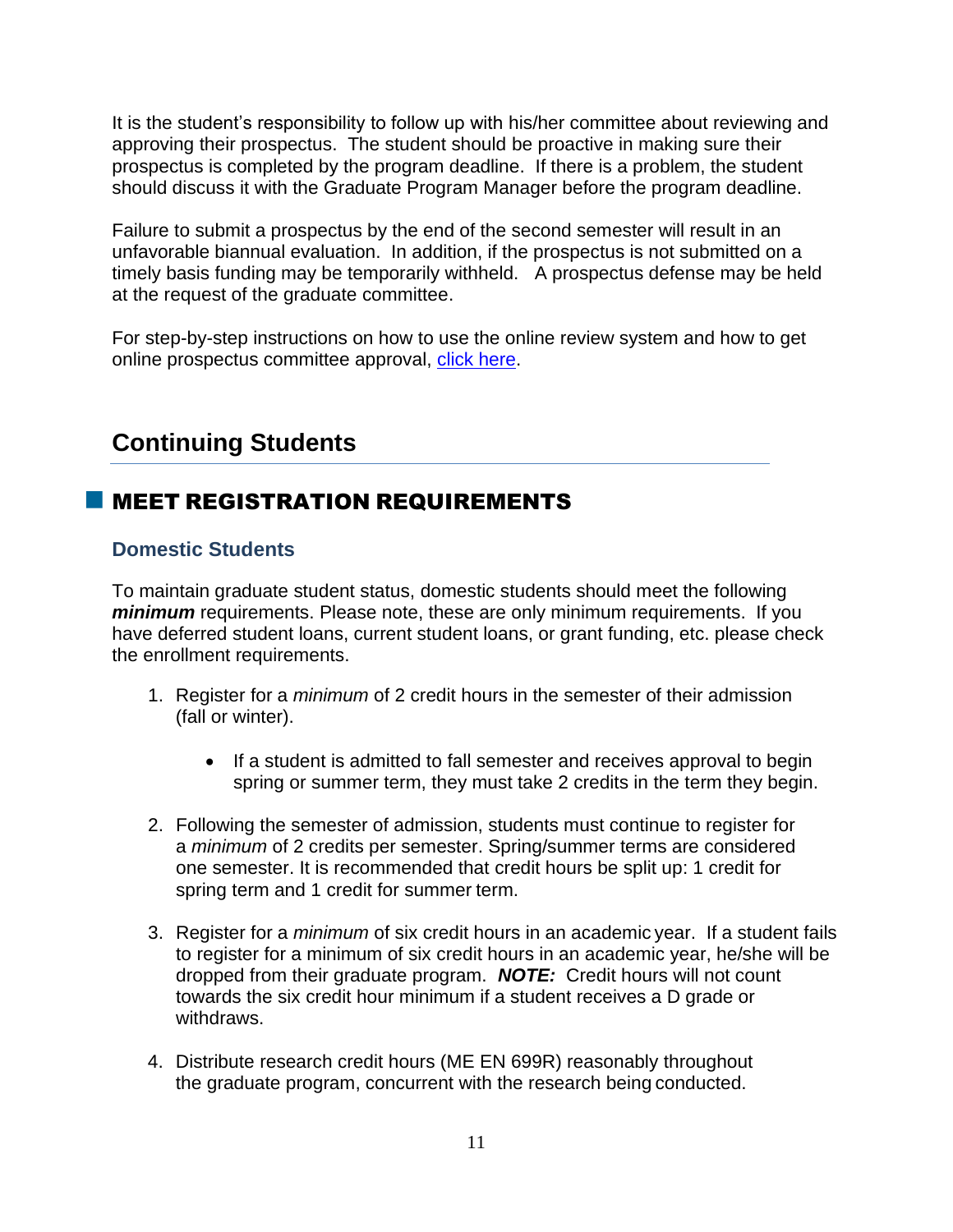It is the student's responsibility to follow up with his/her committee about reviewing and approving their prospectus. The student should be proactive in making sure their prospectus is completed by the program deadline. If there is a problem, the student should discuss it with the Graduate Program Manager before the program deadline.

Failure to submit a prospectus by the end of the second semester will result in an unfavorable biannual evaluation. In addition, if the prospectus is not submitted on a timely basis funding may be temporarily withheld. A prospectus defense may be held at the request of the graduate committee.

For step-by-step instructions on how to use the online review system and how to get online prospectus committee approval, click here.

# Continuing Students

## MEET REGISTRATION REQUIREMENTS

### Domestic Students

To maintain graduate student status, domestic students should meet the following ***minimum*** requirements. Please note, these are only minimum requirements. If you have deferred student loans, current student loans, or grant funding, etc. please check the enrollment requirements.

1. Register for a *minimum* of 2 credit hours in the semester of their admission (fall or winter).
    - If a student is admitted to fall semester and receives approval to begin spring or summer term, they must take 2 credits in the term they begin.
2. Following the semester of admission, students must continue to register for a *minimum* of 2 credits per semester. Spring/summer terms are considered one semester. It is recommended that credit hours be split up: 1 credit for spring term and 1 credit for summer term.
3. Register for a *minimum* of six credit hours in an academic year. If a student fails to register for a minimum of six credit hours in an academic year, he/she will be dropped from their graduate program. ***NOTE:*** Credit hours will not count towards the six credit hour minimum if a student receives a D grade or withdraws.
4. Distribute research credit hours (ME EN 699R) reasonably throughout the graduate program, concurrent with the research being conducted.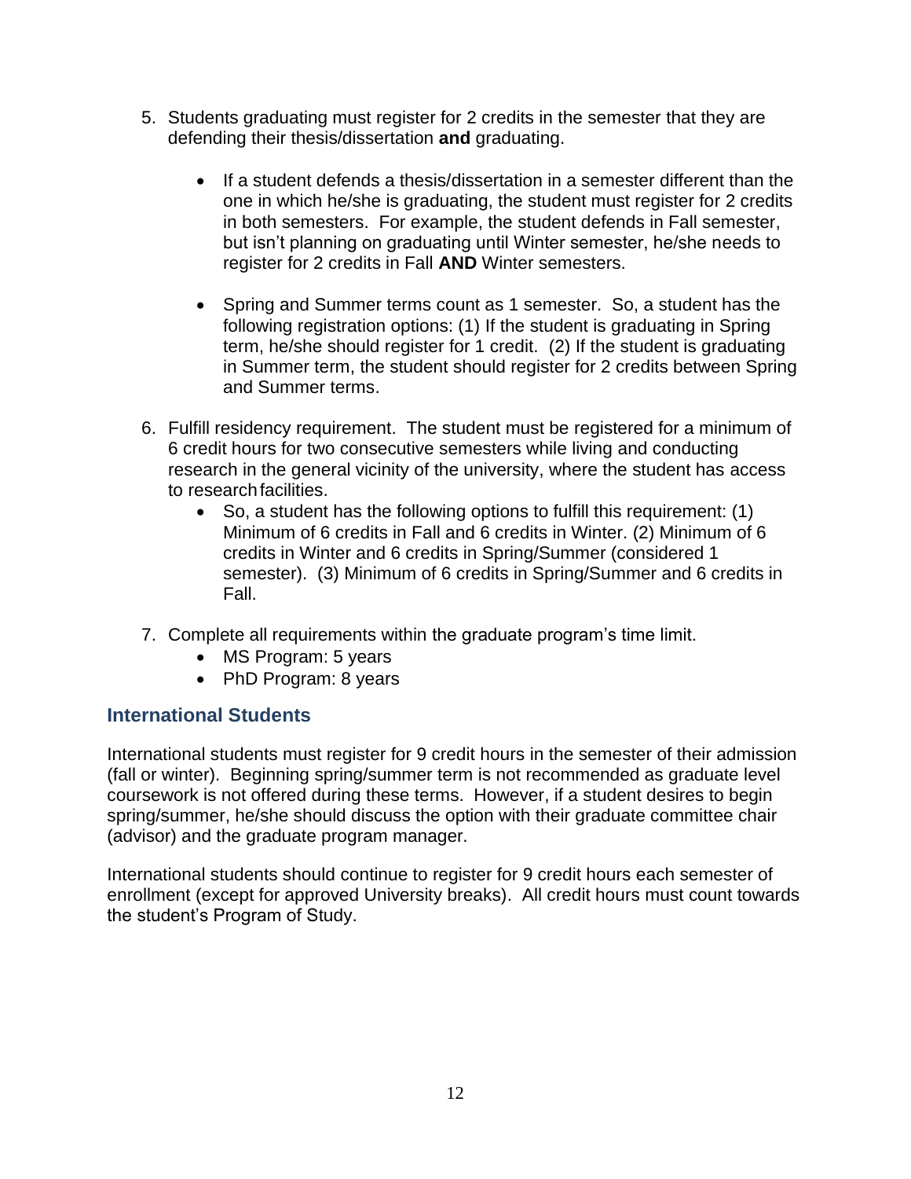5. Students graduating must register for 2 credits in the semester that they are defending their thesis/dissertation **and** graduating.

    - If a student defends a thesis/dissertation in a semester different than the one in which he/she is graduating, the student must register for 2 credits in both semesters. For example, the student defends in Fall semester, but isn't planning on graduating until Winter semester, he/she needs to register for 2 credits in Fall **AND** Winter semesters.

    - Spring and Summer terms count as 1 semester. So, a student has the following registration options: (1) If the student is graduating in Spring term, he/she should register for 1 credit. (2) If the student is graduating in Summer term, the student should register for 2 credits between Spring and Summer terms.

6. Fulfill residency requirement. The student must be registered for a minimum of 6 credit hours for two consecutive semesters while living and conducting research in the general vicinity of the university, where the student has access to research facilities.
    - So, a student has the following options to fulfill this requirement: (1) Minimum of 6 credits in Fall and 6 credits in Winter. (2) Minimum of 6 credits in Winter and 6 credits in Spring/Summer (considered 1 semester). (3) Minimum of 6 credits in Spring/Summer and 6 credits in Fall.

7. Complete all requirements within the graduate program's time limit.
    - MS Program: 5 years
    - PhD Program: 8 years

## International Students

International students must register for 9 credit hours in the semester of their admission (fall or winter). Beginning spring/summer term is not recommended as graduate level coursework is not offered during these terms. However, if a student desires to begin spring/summer, he/she should discuss the option with their graduate committee chair (advisor) and the graduate program manager.

International students should continue to register for 9 credit hours each semester of enrollment (except for approved University breaks). All credit hours must count towards the student's Program of Study.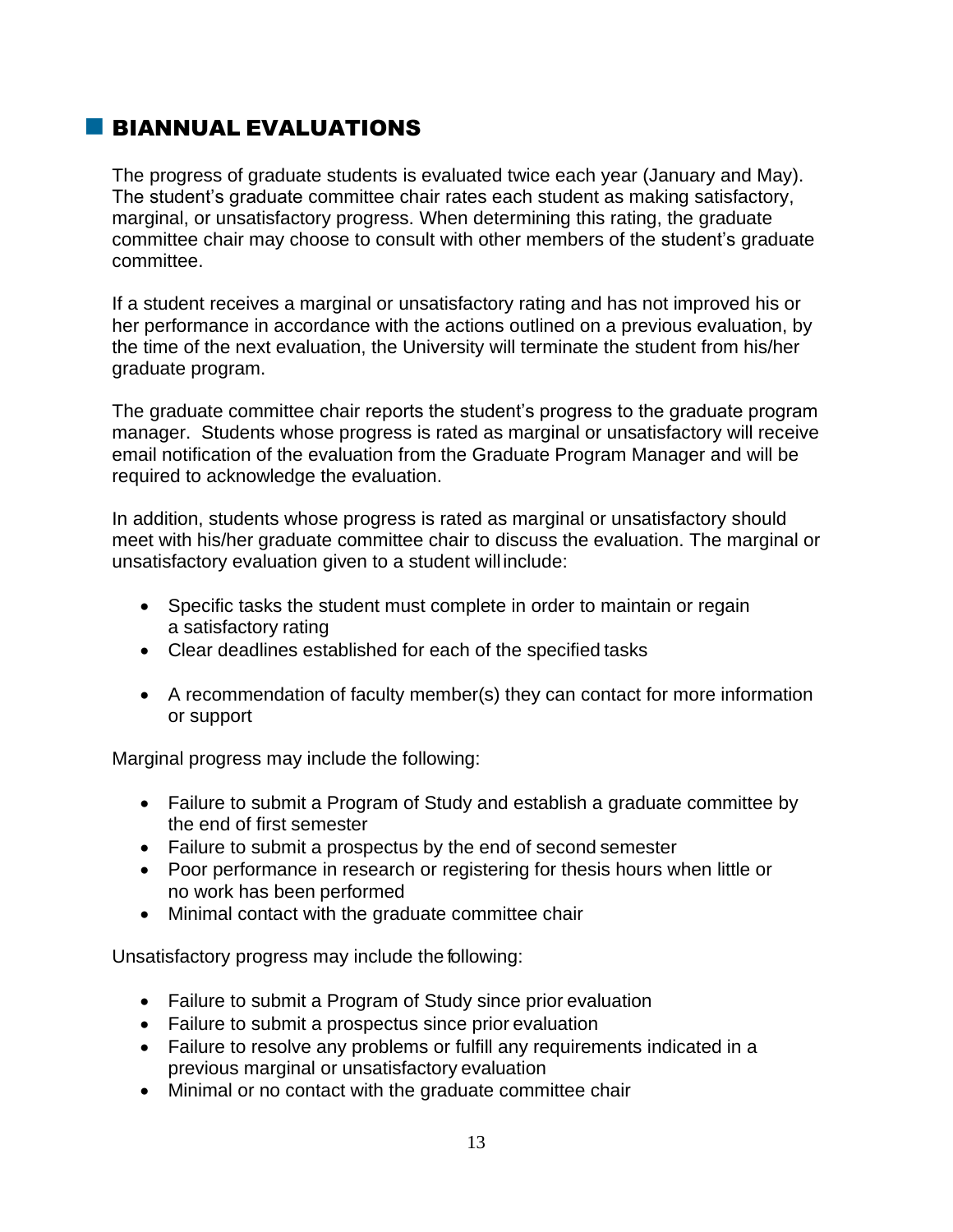## BIANNUAL EVALUATIONS

The progress of graduate students is evaluated twice each year (January and May). The student's graduate committee chair rates each student as making satisfactory, marginal, or unsatisfactory progress. When determining this rating, the graduate committee chair may choose to consult with other members of the student's graduate committee.

If a student receives a marginal or unsatisfactory rating and has not improved his or her performance in accordance with the actions outlined on a previous evaluation, by the time of the next evaluation, the University will terminate the student from his/her graduate program.

The graduate committee chair reports the student's progress to the graduate program manager. Students whose progress is rated as marginal or unsatisfactory will receive email notification of the evaluation from the Graduate Program Manager and will be required to acknowledge the evaluation.

In addition, students whose progress is rated as marginal or unsatisfactory should meet with his/her graduate committee chair to discuss the evaluation. The marginal or unsatisfactory evaluation given to a student will include:

- Specific tasks the student must complete in order to maintain or regain a satisfactory rating
- Clear deadlines established for each of the specified tasks
- A recommendation of faculty member(s) they can contact for more information or support

Marginal progress may include the following:

- Failure to submit a Program of Study and establish a graduate committee by the end of first semester
- Failure to submit a prospectus by the end of second semester
- Poor performance in research or registering for thesis hours when little or no work has been performed
- Minimal contact with the graduate committee chair

Unsatisfactory progress may include the following:

- Failure to submit a Program of Study since prior evaluation
- Failure to submit a prospectus since prior evaluation
- Failure to resolve any problems or fulfill any requirements indicated in a previous marginal or unsatisfactory evaluation
- Minimal or no contact with the graduate committee chair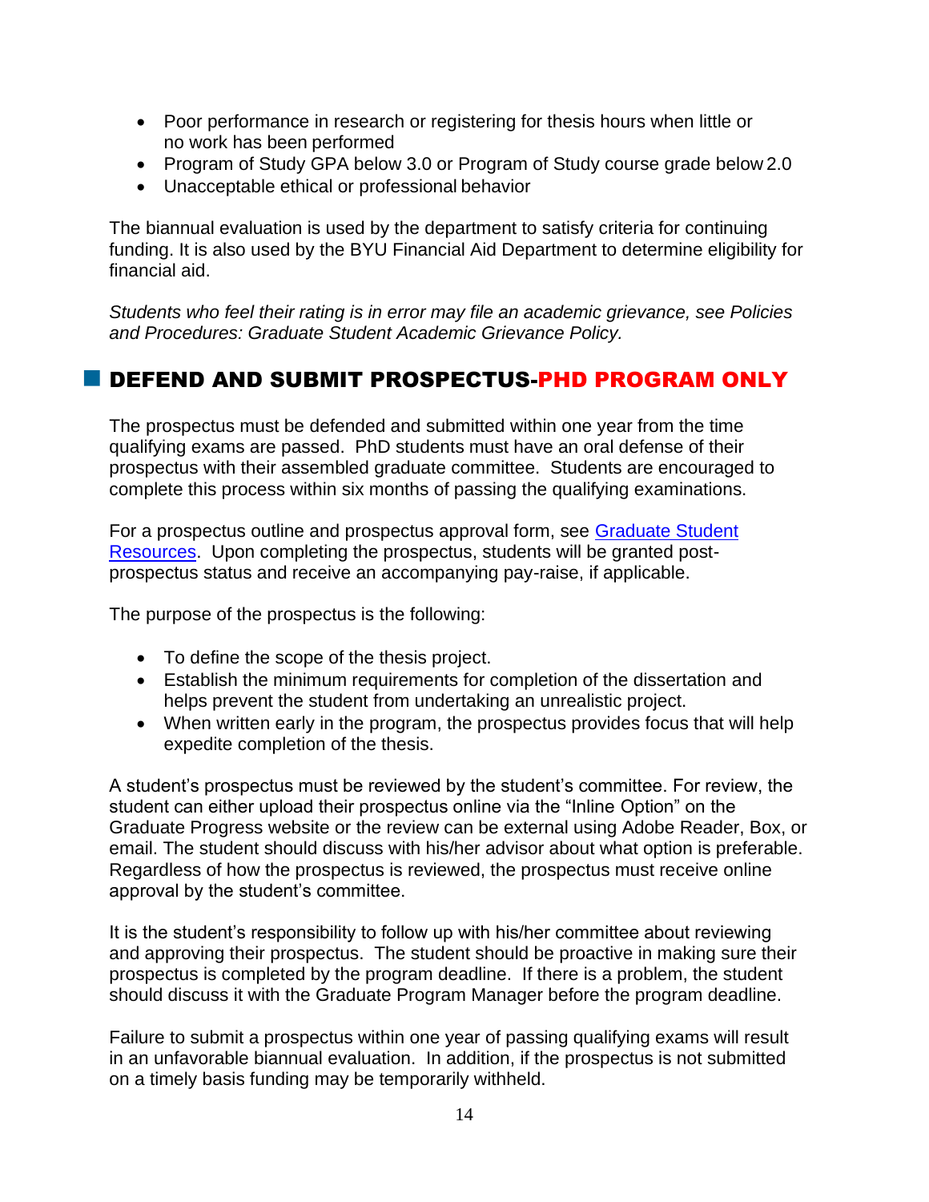- Poor performance in research or registering for thesis hours when little or no work has been performed
- Program of Study GPA below 3.0 or Program of Study course grade below 2.0
- Unacceptable ethical or professional behavior

The biannual evaluation is used by the department to satisfy criteria for continuing funding. It is also used by the BYU Financial Aid Department to determine eligibility for financial aid.

*Students who feel their rating is in error may file an academic grievance, see Policies and Procedures: Graduate Student Academic Grievance Policy.*

## DEFEND AND SUBMIT PROSPECTUS-PHD PROGRAM ONLY

The prospectus must be defended and submitted within one year from the time qualifying exams are passed. PhD students must have an oral defense of their prospectus with their assembled graduate committee. Students are encouraged to complete this process within six months of passing the qualifying examinations.

For a prospectus outline and prospectus approval form, see Graduate Student Resources. Upon completing the prospectus, students will be granted post-prospectus status and receive an accompanying pay-raise, if applicable.

The purpose of the prospectus is the following:

- To define the scope of the thesis project.
- Establish the minimum requirements for completion of the dissertation and helps prevent the student from undertaking an unrealistic project.
- When written early in the program, the prospectus provides focus that will help expedite completion of the thesis.

A student's prospectus must be reviewed by the student's committee. For review, the student can either upload their prospectus online via the "Inline Option" on the Graduate Progress website or the review can be external using Adobe Reader, Box, or email. The student should discuss with his/her advisor about what option is preferable. Regardless of how the prospectus is reviewed, the prospectus must receive online approval by the student's committee.

It is the student's responsibility to follow up with his/her committee about reviewing and approving their prospectus. The student should be proactive in making sure their prospectus is completed by the program deadline. If there is a problem, the student should discuss it with the Graduate Program Manager before the program deadline.

Failure to submit a prospectus within one year of passing qualifying exams will result in an unfavorable biannual evaluation. In addition, if the prospectus is not submitted on a timely basis funding may be temporarily withheld.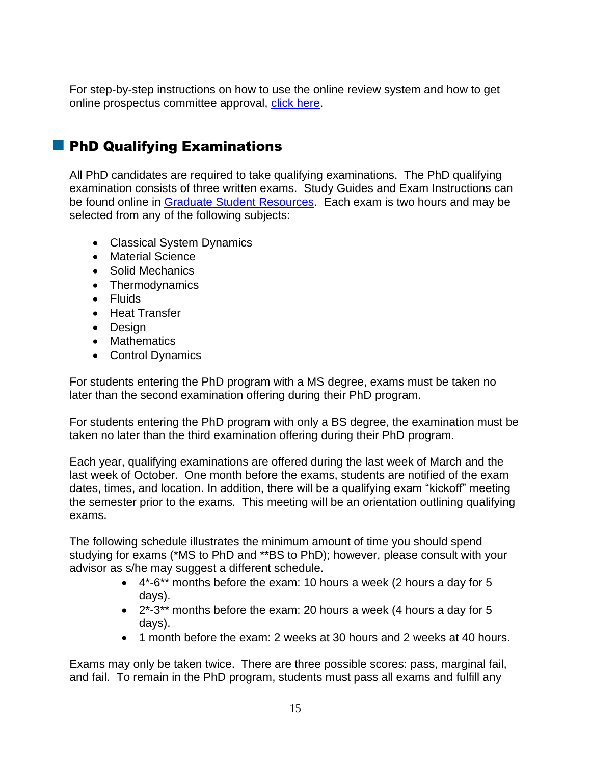For step-by-step instructions on how to use the online review system and how to get online prospectus committee approval, [click here](#).

## PhD Qualifying Examinations

All PhD candidates are required to take qualifying examinations. The PhD qualifying examination consists of three written exams. Study Guides and Exam Instructions can be found online in [Graduate Student Resources](#). Each exam is two hours and may be selected from any of the following subjects:

- Classical System Dynamics
- Material Science
- Solid Mechanics
- Thermodynamics
- Fluids
- Heat Transfer
- Design
- Mathematics
- Control Dynamics

For students entering the PhD program with a MS degree, exams must be taken no later than the second examination offering during their PhD program.

For students entering the PhD program with only a BS degree, the examination must be taken no later than the third examination offering during their PhD program.

Each year, qualifying examinations are offered during the last week of March and the last week of October. One month before the exams, students are notified of the exam dates, times, and location. In addition, there will be a qualifying exam "kickoff" meeting the semester prior to the exams. This meeting will be an orientation outlining qualifying exams.

The following schedule illustrates the minimum amount of time you should spend studying for exams (*MS to PhD and **BS to PhD); however, please consult with your advisor as s/he may suggest a different schedule.

- 4*-6** months before the exam: 10 hours a week (2 hours a day for 5 days).
- 2*-3** months before the exam: 20 hours a week (4 hours a day for 5 days).
- 1 month before the exam: 2 weeks at 30 hours and 2 weeks at 40 hours.

Exams may only be taken twice. There are three possible scores: pass, marginal fail, and fail. To remain in the PhD program, students must pass all exams and fulfill any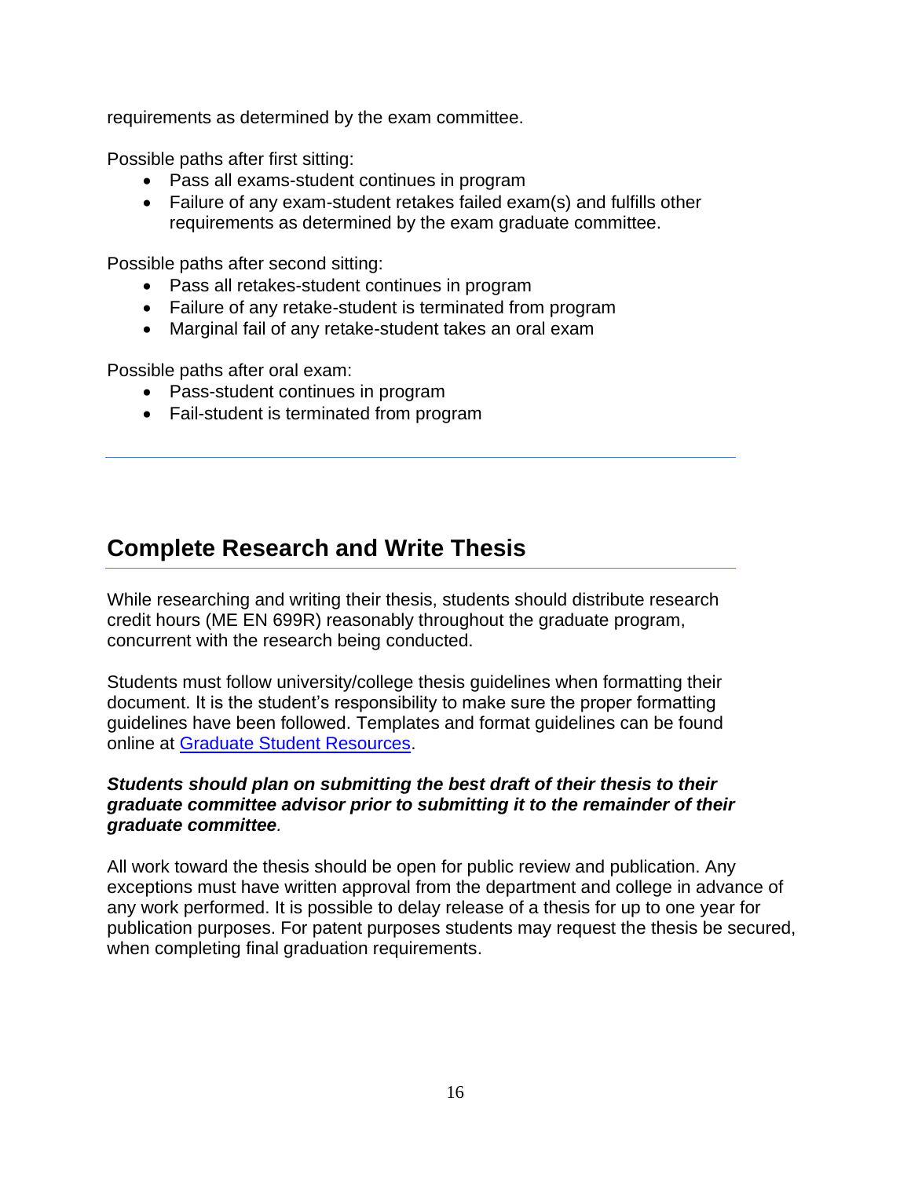requirements as determined by the exam committee.

Possible paths after first sitting:

- Pass all exams-student continues in program
- Failure of any exam-student retakes failed exam(s) and fulfills other requirements as determined by the exam graduate committee.

Possible paths after second sitting:

- Pass all retakes-student continues in program
- Failure of any retake-student is terminated from program
- Marginal fail of any retake-student takes an oral exam

Possible paths after oral exam:

- Pass-student continues in program
- Fail-student is terminated from program

---

## Complete Research and Write Thesis

While researching and writing their thesis, students should distribute research credit hours (ME EN 699R) reasonably throughout the graduate program, concurrent with the research being conducted.

Students must follow university/college thesis guidelines when formatting their document. It is the student's responsibility to make sure the proper formatting guidelines have been followed. Templates and format guidelines can be found online at Graduate Student Resources.

***Students should plan on submitting the best draft of their thesis to their graduate committee advisor prior to submitting it to the remainder of their graduate committee.***

All work toward the thesis should be open for public review and publication. Any exceptions must have written approval from the department and college in advance of any work performed. It is possible to delay release of a thesis for up to one year for publication purposes. For patent purposes students may request the thesis be secured, when completing final graduation requirements.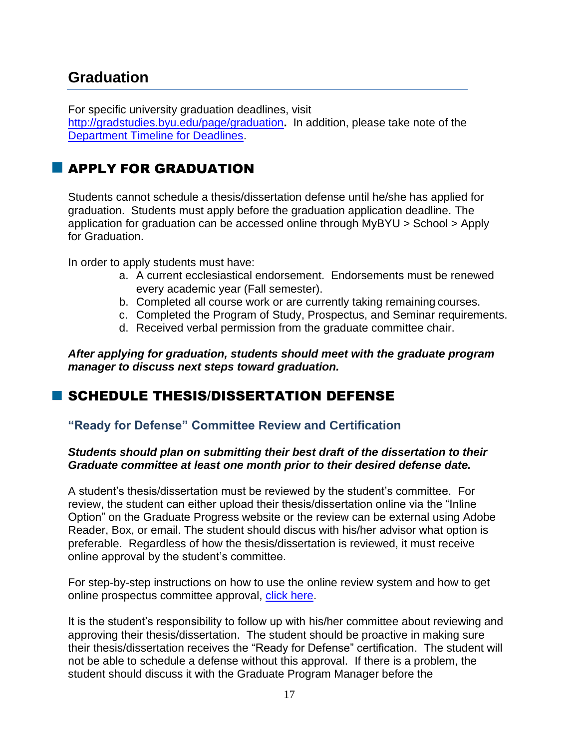## Graduation

For specific university graduation deadlines, visit [http://gradstudies.byu.edu/page/graduation](http://gradstudies.byu.edu/page/graduation)**.** In addition, please take note of the Department Timeline for Deadlines.

### APPLY FOR GRADUATION

Students cannot schedule a thesis/dissertation defense until he/she has applied for graduation. Students must apply before the graduation application deadline. The application for graduation can be accessed online through MyBYU > School > Apply for Graduation.

In order to apply students must have:

a. A current ecclesiastical endorsement. Endorsements must be renewed every academic year (Fall semester).
b. Completed all course work or are currently taking remaining courses.
c. Completed the Program of Study, Prospectus, and Seminar requirements.
d. Received verbal permission from the graduate committee chair.

***After applying for graduation, students should meet with the graduate program manager to discuss next steps toward graduation.***

### SCHEDULE THESIS/DISSERTATION DEFENSE

#### "Ready for Defense" Committee Review and Certification

***Students should plan on submitting their best draft of the dissertation to their Graduate committee at least one month prior to their desired defense date.***

A student's thesis/dissertation must be reviewed by the student's committee. For review, the student can either upload their thesis/dissertation online via the "Inline Option" on the Graduate Progress website or the review can be external using Adobe Reader, Box, or email. The student should discus with his/her advisor what option is preferable. Regardless of how the thesis/dissertation is reviewed, it must receive online approval by the student's committee.

For step-by-step instructions on how to use the online review system and how to get online prospectus committee approval, click here.

It is the student's responsibility to follow up with his/her committee about reviewing and approving their thesis/dissertation. The student should be proactive in making sure their thesis/dissertation receives the "Ready for Defense" certification. The student will not be able to schedule a defense without this approval. If there is a problem, the student should discuss it with the Graduate Program Manager before the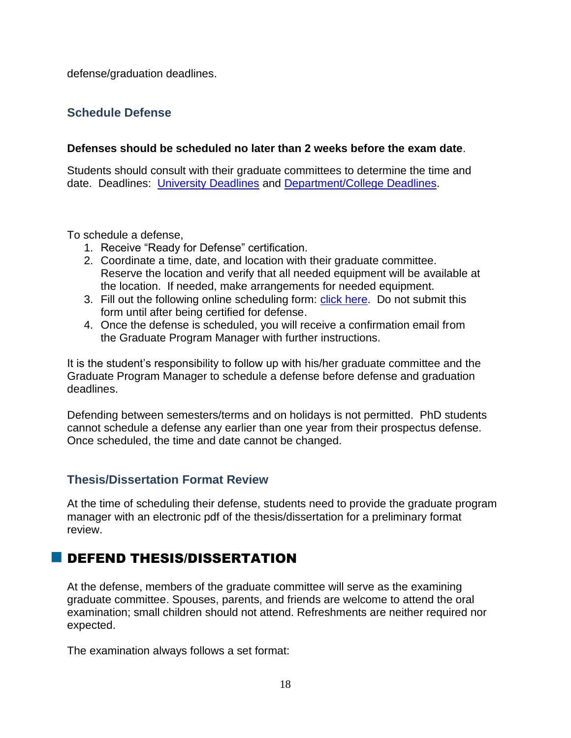defense/graduation deadlines.

### Schedule Defense

**Defenses should be scheduled no later than 2 weeks before the exam date**.

Students should consult with their graduate committees to determine the time and date. Deadlines: University Deadlines and Department/College Deadlines.

To schedule a defense,

1. Receive "Ready for Defense" certification.
2. Coordinate a time, date, and location with their graduate committee. Reserve the location and verify that all needed equipment will be available at the location. If needed, make arrangements for needed equipment.
3. Fill out the following online scheduling form: click here. Do not submit this form until after being certified for defense.
4. Once the defense is scheduled, you will receive a confirmation email from the Graduate Program Manager with further instructions.

It is the student's responsibility to follow up with his/her graduate committee and the Graduate Program Manager to schedule a defense before defense and graduation deadlines.

Defending between semesters/terms and on holidays is not permitted. PhD students cannot schedule a defense any earlier than one year from their prospectus defense. Once scheduled, the time and date cannot be changed.

### Thesis/Dissertation Format Review

At the time of scheduling their defense, students need to provide the graduate program manager with an electronic pdf of the thesis/dissertation for a preliminary format review.

## DEFEND THESIS/DISSERTATION

At the defense, members of the graduate committee will serve as the examining graduate committee. Spouses, parents, and friends are welcome to attend the oral examination; small children should not attend. Refreshments are neither required nor expected.

The examination always follows a set format: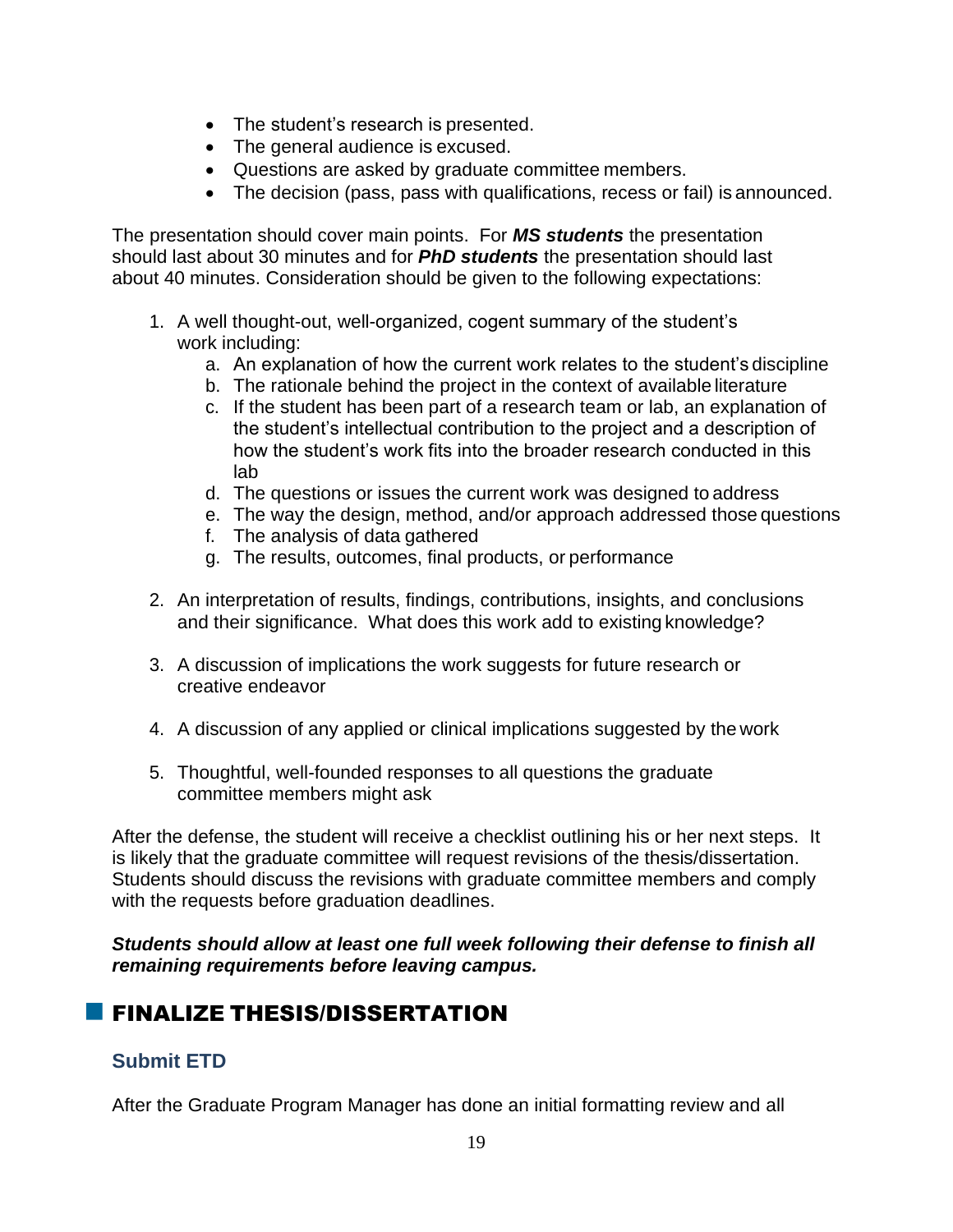- The student's research is presented.
- The general audience is excused.
- Questions are asked by graduate committee members.
- The decision (pass, pass with qualifications, recess or fail) is announced.

The presentation should cover main points. For ***MS students*** the presentation should last about 30 minutes and for ***PhD students*** the presentation should last about 40 minutes. Consideration should be given to the following expectations:

1. A well thought-out, well-organized, cogent summary of the student's work including:
   a. An explanation of how the current work relates to the student's discipline
   b. The rationale behind the project in the context of available literature
   c. If the student has been part of a research team or lab, an explanation of the student's intellectual contribution to the project and a description of how the student's work fits into the broader research conducted in this lab
   d. The questions or issues the current work was designed to address
   e. The way the design, method, and/or approach addressed those questions
   f. The analysis of data gathered
   g. The results, outcomes, final products, or performance

2. An interpretation of results, findings, contributions, insights, and conclusions and their significance. What does this work add to existing knowledge?

3. A discussion of implications the work suggests for future research or creative endeavor

4. A discussion of any applied or clinical implications suggested by the work

5. Thoughtful, well-founded responses to all questions the graduate committee members might ask

After the defense, the student will receive a checklist outlining his or her next steps. It is likely that the graduate committee will request revisions of the thesis/dissertation. Students should discuss the revisions with graduate committee members and comply with the requests before graduation deadlines.

***Students should allow at least one full week following their defense to finish all remaining requirements before leaving campus.***

## FINALIZE THESIS/DISSERTATION

### Submit ETD

After the Graduate Program Manager has done an initial formatting review and all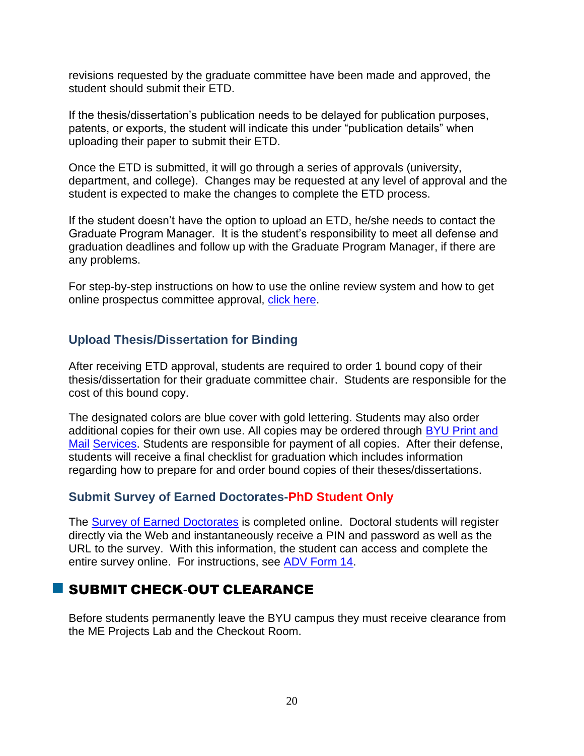revisions requested by the graduate committee have been made and approved, the student should submit their ETD.

If the thesis/dissertation's publication needs to be delayed for publication purposes, patents, or exports, the student will indicate this under "publication details" when uploading their paper to submit their ETD.

Once the ETD is submitted, it will go through a series of approvals (university, department, and college). Changes may be requested at any level of approval and the student is expected to make the changes to complete the ETD process.

If the student doesn't have the option to upload an ETD, he/she needs to contact the Graduate Program Manager. It is the student's responsibility to meet all defense and graduation deadlines and follow up with the Graduate Program Manager, if there are any problems.

For step-by-step instructions on how to use the online review system and how to get online prospectus committee approval, click here.

### Upload Thesis/Dissertation for Binding

After receiving ETD approval, students are required to order 1 bound copy of their thesis/dissertation for their graduate committee chair. Students are responsible for the cost of this bound copy.

The designated colors are blue cover with gold lettering. Students may also order additional copies for their own use. All copies may be ordered through BYU Print and Mail Services. Students are responsible for payment of all copies. After their defense, students will receive a final checklist for graduation which includes information regarding how to prepare for and order bound copies of their theses/dissertations.

### Submit Survey of Earned Doctorates-PhD Student Only

The Survey of Earned Doctorates is completed online. Doctoral students will register directly via the Web and instantaneously receive a PIN and password as well as the URL to the survey. With this information, the student can access and complete the entire survey online. For instructions, see ADV Form 14.

## SUBMIT CHECK-OUT CLEARANCE

Before students permanently leave the BYU campus they must receive clearance from the ME Projects Lab and the Checkout Room.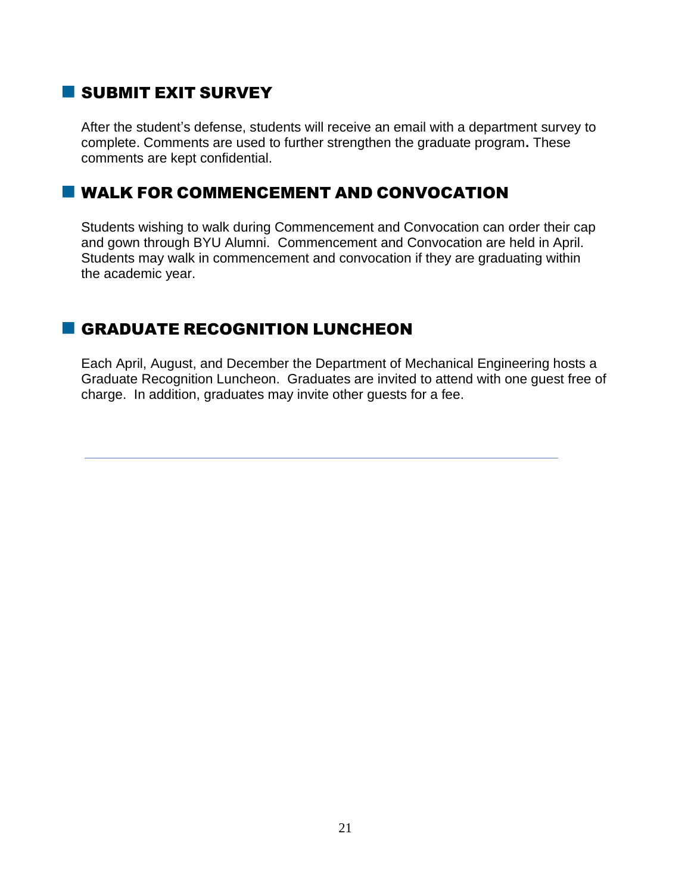## SUBMIT EXIT SURVEY

After the student's defense, students will receive an email with a department survey to complete. Comments are used to further strengthen the graduate program**.** These comments are kept confidential.

## WALK FOR COMMENCEMENT AND CONVOCATION

Students wishing to walk during Commencement and Convocation can order their cap and gown through BYU Alumni. Commencement and Convocation are held in April. Students may walk in commencement and convocation if they are graduating within the academic year.

## GRADUATE RECOGNITION LUNCHEON

Each April, August, and December the Department of Mechanical Engineering hosts a Graduate Recognition Luncheon. Graduates are invited to attend with one guest free of charge. In addition, graduates may invite other guests for a fee.

---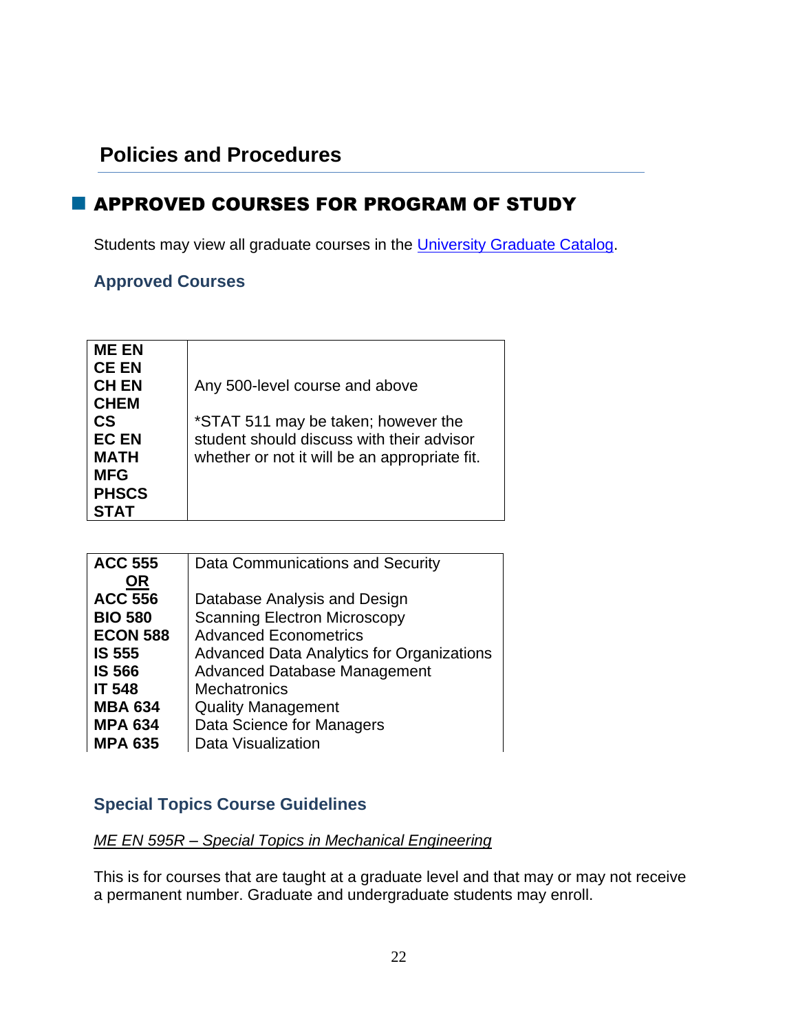## Policies and Procedures

# APPROVED COURSES FOR PROGRAM OF STUDY

Students may view all graduate courses in the [University Graduate Catalog](#).

### Approved Courses

| Department | Courses |
| --- | --- |
| **ME EN**<br>**CE EN**<br>**CH EN**<br>**CHEM**<br>**CS**<br>**EC EN**<br>**MATH**<br>**MFG**<br>**PHSCS**<br>**STAT** | Any 500-level course and above<br><br>*STAT 511 may be taken; however the student should discuss with their advisor whether or not it will be an appropriate fit. |

| Course | Title |
| --- | --- |
| **ACC 555** | Data Communications and Security |
| **OR** | |
| **ACC 556** | Database Analysis and Design |
| **BIO 580** | Scanning Electron Microscopy |
| **ECON 588** | Advanced Econometrics |
| **IS 555** | Advanced Data Analytics for Organizations |
| **IS 566** | Advanced Database Management |
| **IT 548** | Mechatronics |
| **MBA 634** | Quality Management |
| **MPA 634** | Data Science for Managers |
| **MPA 635** | Data Visualization |

### Special Topics Course Guidelines

*ME EN 595R – Special Topics in Mechanical Engineering*

This is for courses that are taught at a graduate level and that may or may not receive a permanent number. Graduate and undergraduate students may enroll.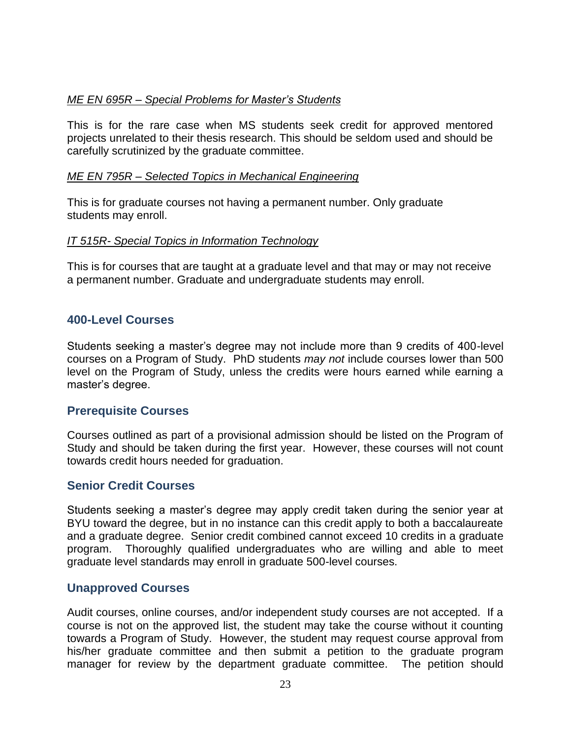*ME EN 695R – Special Problems for Master's Students*

This is for the rare case when MS students seek credit for approved mentored projects unrelated to their thesis research. This should be seldom used and should be carefully scrutinized by the graduate committee.

*ME EN 795R – Selected Topics in Mechanical Engineering*

This is for graduate courses not having a permanent number. Only graduate students may enroll.

*IT 515R- Special Topics in Information Technology*

This is for courses that are taught at a graduate level and that may or may not receive a permanent number. Graduate and undergraduate students may enroll.

## 400-Level Courses

Students seeking a master's degree may not include more than 9 credits of 400-level courses on a Program of Study. PhD students *may not* include courses lower than 500 level on the Program of Study, unless the credits were hours earned while earning a master's degree.

## Prerequisite Courses

Courses outlined as part of a provisional admission should be listed on the Program of Study and should be taken during the first year. However, these courses will not count towards credit hours needed for graduation.

## Senior Credit Courses

Students seeking a master's degree may apply credit taken during the senior year at BYU toward the degree, but in no instance can this credit apply to both a baccalaureate and a graduate degree. Senior credit combined cannot exceed 10 credits in a graduate program. Thoroughly qualified undergraduates who are willing and able to meet graduate level standards may enroll in graduate 500-level courses.

## Unapproved Courses

Audit courses, online courses, and/or independent study courses are not accepted. If a course is not on the approved list, the student may take the course without it counting towards a Program of Study. However, the student may request course approval from his/her graduate committee and then submit a petition to the graduate program manager for review by the department graduate committee. The petition should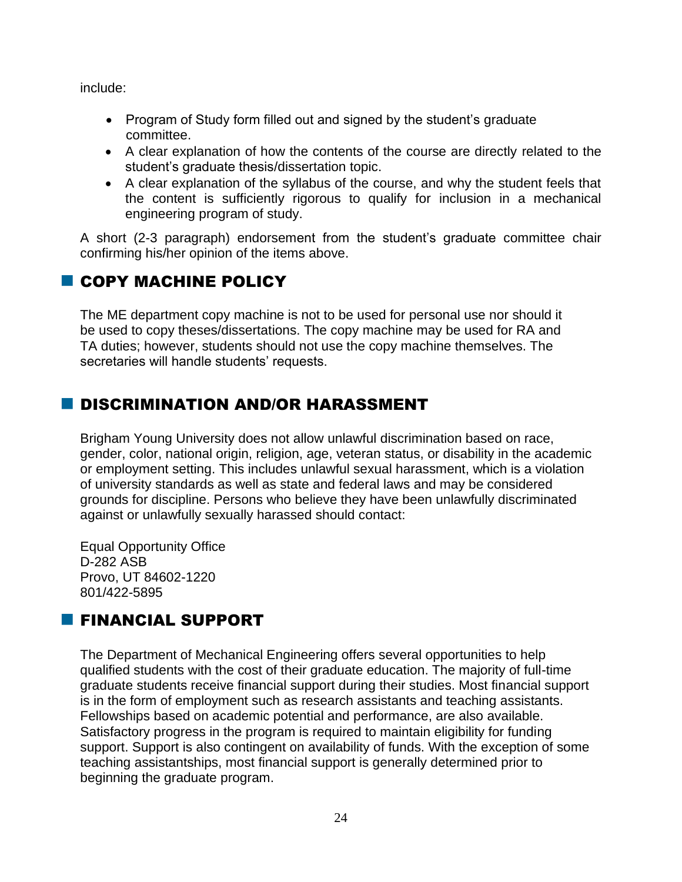include:

- Program of Study form filled out and signed by the student's graduate committee.
- A clear explanation of how the contents of the course are directly related to the student's graduate thesis/dissertation topic.
- A clear explanation of the syllabus of the course, and why the student feels that the content is sufficiently rigorous to qualify for inclusion in a mechanical engineering program of study.

A short (2-3 paragraph) endorsement from the student's graduate committee chair confirming his/her opinion of the items above.

## COPY MACHINE POLICY

The ME department copy machine is not to be used for personal use nor should it be used to copy theses/dissertations. The copy machine may be used for RA and TA duties; however, students should not use the copy machine themselves. The secretaries will handle students' requests.

## DISCRIMINATION AND/OR HARASSMENT

Brigham Young University does not allow unlawful discrimination based on race, gender, color, national origin, religion, age, veteran status, or disability in the academic or employment setting. This includes unlawful sexual harassment, which is a violation of university standards as well as state and federal laws and may be considered grounds for discipline. Persons who believe they have been unlawfully discriminated against or unlawfully sexually harassed should contact:

Equal Opportunity Office
D-282 ASB
Provo, UT 84602-1220
801/422-5895

## FINANCIAL SUPPORT

The Department of Mechanical Engineering offers several opportunities to help qualified students with the cost of their graduate education. The majority of full-time graduate students receive financial support during their studies. Most financial support is in the form of employment such as research assistants and teaching assistants. Fellowships based on academic potential and performance, are also available. Satisfactory progress in the program is required to maintain eligibility for funding support. Support is also contingent on availability of funds. With the exception of some teaching assistantships, most financial support is generally determined prior to beginning the graduate program.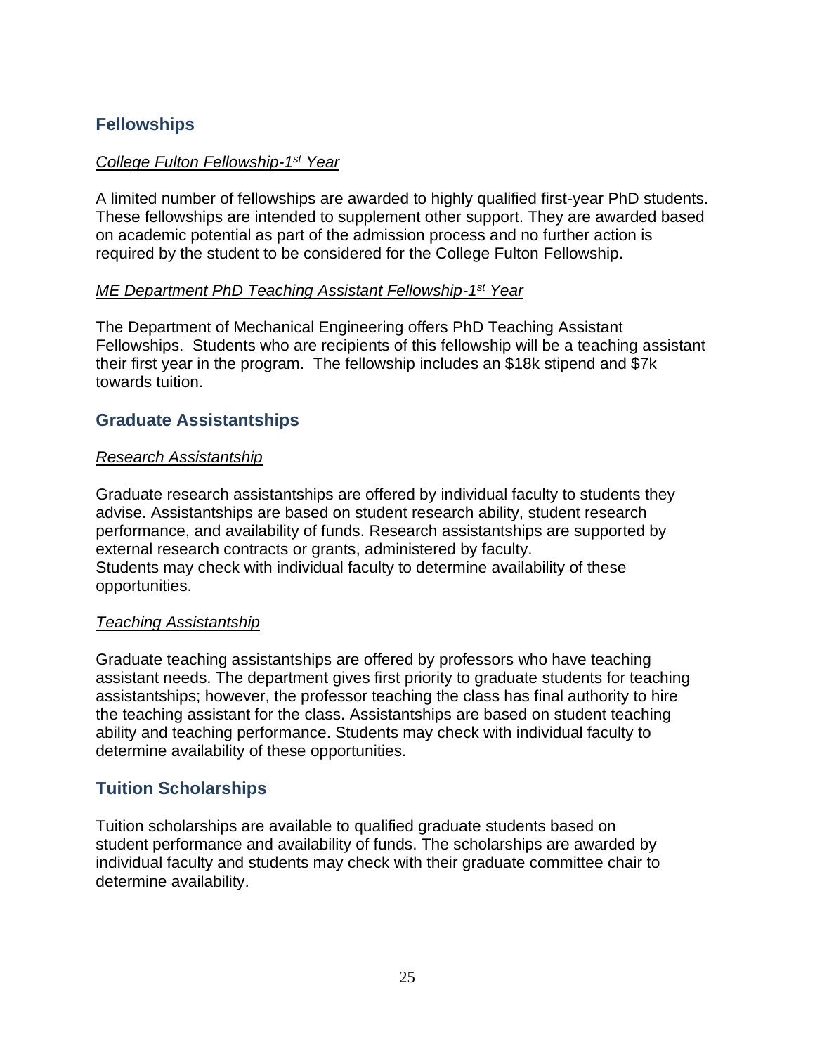## Fellowships

### *College Fulton Fellowship-1st Year*

A limited number of fellowships are awarded to highly qualified first-year PhD students. These fellowships are intended to supplement other support. They are awarded based on academic potential as part of the admission process and no further action is required by the student to be considered for the College Fulton Fellowship.

### *ME Department PhD Teaching Assistant Fellowship-1st Year*

The Department of Mechanical Engineering offers PhD Teaching Assistant Fellowships. Students who are recipients of this fellowship will be a teaching assistant their first year in the program. The fellowship includes an $18k stipend and $7k towards tuition.

## Graduate Assistantships

### *Research Assistantship*

Graduate research assistantships are offered by individual faculty to students they advise. Assistantships are based on student research ability, student research performance, and availability of funds. Research assistantships are supported by external research contracts or grants, administered by faculty.
Students may check with individual faculty to determine availability of these opportunities.

### *Teaching Assistantship*

Graduate teaching assistantships are offered by professors who have teaching assistant needs. The department gives first priority to graduate students for teaching assistantships; however, the professor teaching the class has final authority to hire the teaching assistant for the class. Assistantships are based on student teaching ability and teaching performance. Students may check with individual faculty to determine availability of these opportunities.

## Tuition Scholarships

Tuition scholarships are available to qualified graduate students based on student performance and availability of funds. The scholarships are awarded by individual faculty and students may check with their graduate committee chair to determine availability.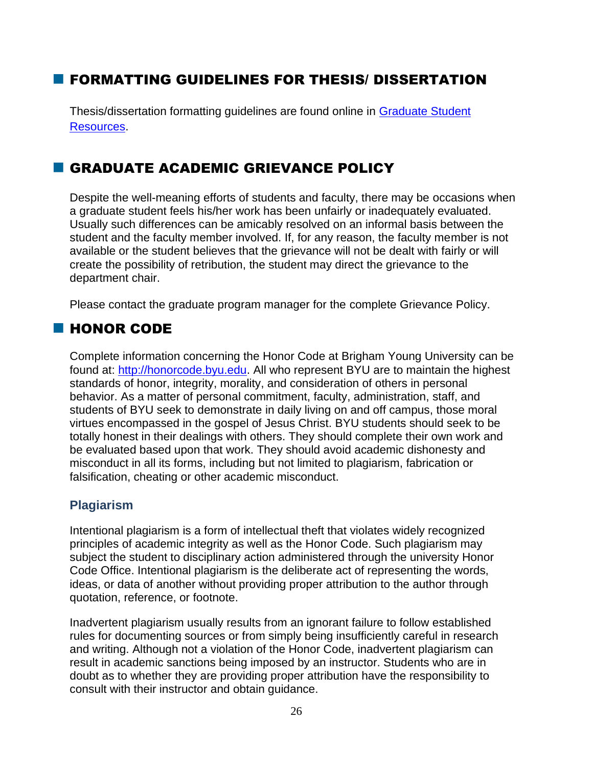## FORMATTING GUIDELINES FOR THESIS/ DISSERTATION

Thesis/dissertation formatting guidelines are found online in [Graduate Student Resources](Graduate Student Resources).

## GRADUATE ACADEMIC GRIEVANCE POLICY

Despite the well-meaning efforts of students and faculty, there may be occasions when a graduate student feels his/her work has been unfairly or inadequately evaluated. Usually such differences can be amicably resolved on an informal basis between the student and the faculty member involved. If, for any reason, the faculty member is not available or the student believes that the grievance will not be dealt with fairly or will create the possibility of retribution, the student may direct the grievance to the department chair.

Please contact the graduate program manager for the complete Grievance Policy.

## HONOR CODE

Complete information concerning the Honor Code at Brigham Young University can be found at: [http://honorcode.byu.edu](http://honorcode.byu.edu). All who represent BYU are to maintain the highest standards of honor, integrity, morality, and consideration of others in personal behavior. As a matter of personal commitment, faculty, administration, staff, and students of BYU seek to demonstrate in daily living on and off campus, those moral virtues encompassed in the gospel of Jesus Christ. BYU students should seek to be totally honest in their dealings with others. They should complete their own work and be evaluated based upon that work. They should avoid academic dishonesty and misconduct in all its forms, including but not limited to plagiarism, fabrication or falsification, cheating or other academic misconduct.

### Plagiarism

Intentional plagiarism is a form of intellectual theft that violates widely recognized principles of academic integrity as well as the Honor Code. Such plagiarism may subject the student to disciplinary action administered through the university Honor Code Office. Intentional plagiarism is the deliberate act of representing the words, ideas, or data of another without providing proper attribution to the author through quotation, reference, or footnote.

Inadvertent plagiarism usually results from an ignorant failure to follow established rules for documenting sources or from simply being insufficiently careful in research and writing. Although not a violation of the Honor Code, inadvertent plagiarism can result in academic sanctions being imposed by an instructor. Students who are in doubt as to whether they are providing proper attribution have the responsibility to consult with their instructor and obtain guidance.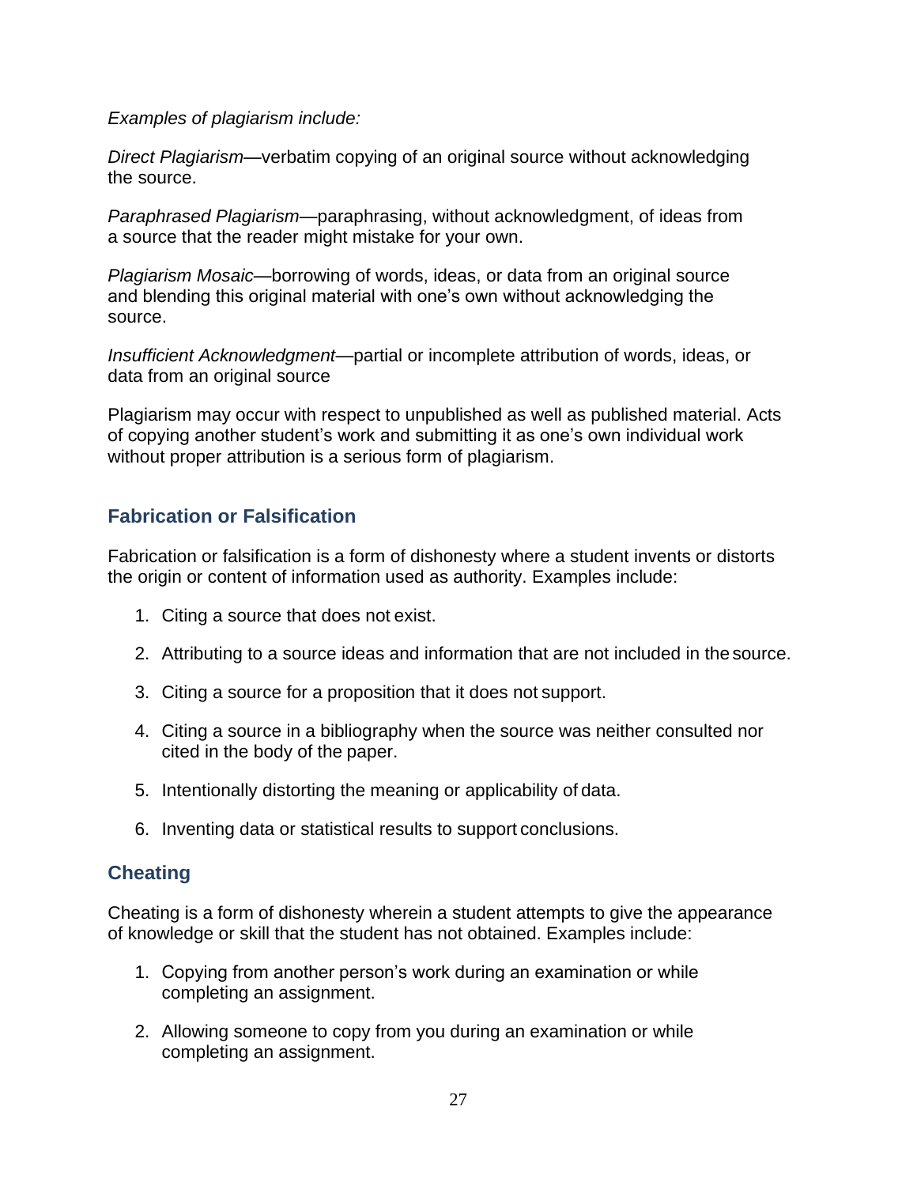*Examples of plagiarism include:*

*Direct Plagiarism*—verbatim copying of an original source without acknowledging the source.

*Paraphrased Plagiarism*—paraphrasing, without acknowledgment, of ideas from a source that the reader might mistake for your own.

*Plagiarism Mosaic*—borrowing of words, ideas, or data from an original source and blending this original material with one's own without acknowledging the source.

*Insufficient Acknowledgment*—partial or incomplete attribution of words, ideas, or data from an original source

Plagiarism may occur with respect to unpublished as well as published material. Acts of copying another student's work and submitting it as one's own individual work without proper attribution is a serious form of plagiarism.

### Fabrication or Falsification

Fabrication or falsification is a form of dishonesty where a student invents or distorts the origin or content of information used as authority. Examples include:

1. Citing a source that does not exist.
2. Attributing to a source ideas and information that are not included in the source.
3. Citing a source for a proposition that it does not support.
4. Citing a source in a bibliography when the source was neither consulted nor cited in the body of the paper.
5. Intentionally distorting the meaning or applicability of data.
6. Inventing data or statistical results to support conclusions.

### Cheating

Cheating is a form of dishonesty wherein a student attempts to give the appearance of knowledge or skill that the student has not obtained. Examples include:

1. Copying from another person's work during an examination or while completing an assignment.
2. Allowing someone to copy from you during an examination or while completing an assignment.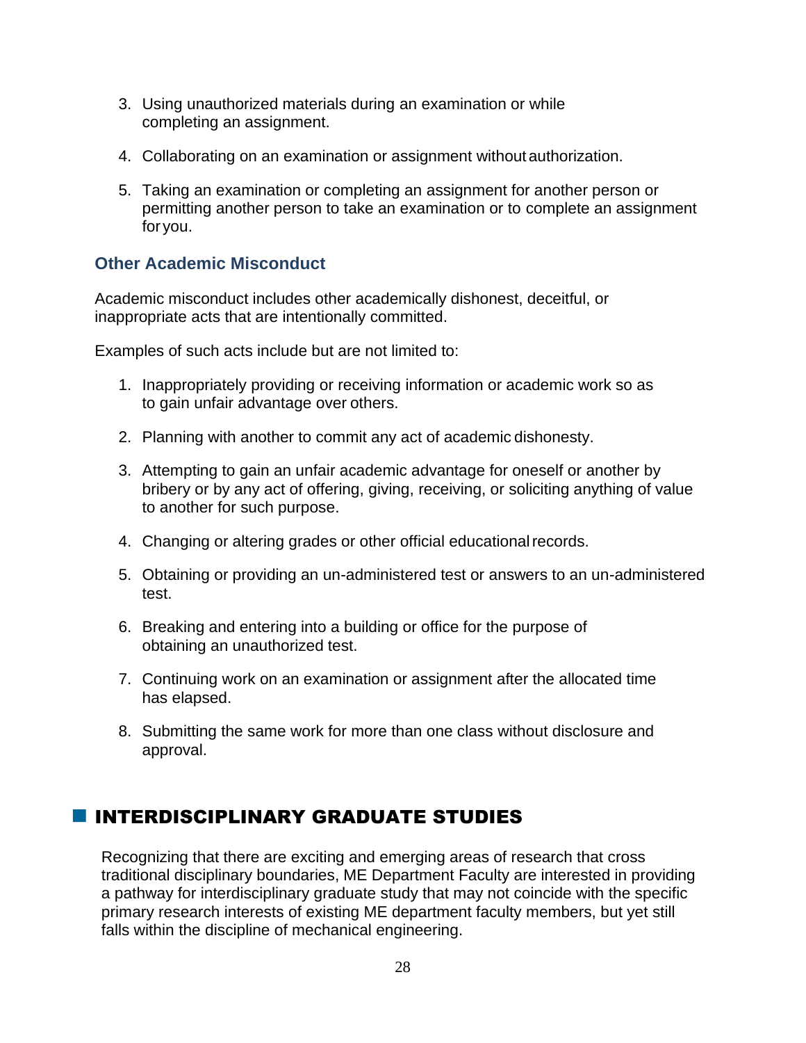3. Using unauthorized materials during an examination or while completing an assignment.

4. Collaborating on an examination or assignment without authorization.

5. Taking an examination or completing an assignment for another person or permitting another person to take an examination or to complete an assignment for you.

### Other Academic Misconduct

Academic misconduct includes other academically dishonest, deceitful, or inappropriate acts that are intentionally committed.

Examples of such acts include but are not limited to:

1. Inappropriately providing or receiving information or academic work so as to gain unfair advantage over others.

2. Planning with another to commit any act of academic dishonesty.

3. Attempting to gain an unfair academic advantage for oneself or another by bribery or by any act of offering, giving, receiving, or soliciting anything of value to another for such purpose.

4. Changing or altering grades or other official educational records.

5. Obtaining or providing an un-administered test or answers to an un-administered test.

6. Breaking and entering into a building or office for the purpose of obtaining an unauthorized test.

7. Continuing work on an examination or assignment after the allocated time has elapsed.

8. Submitting the same work for more than one class without disclosure and approval.

## INTERDISCIPLINARY GRADUATE STUDIES

Recognizing that there are exciting and emerging areas of research that cross traditional disciplinary boundaries, ME Department Faculty are interested in providing a pathway for interdisciplinary graduate study that may not coincide with the specific primary research interests of existing ME department faculty members, but yet still falls within the discipline of mechanical engineering.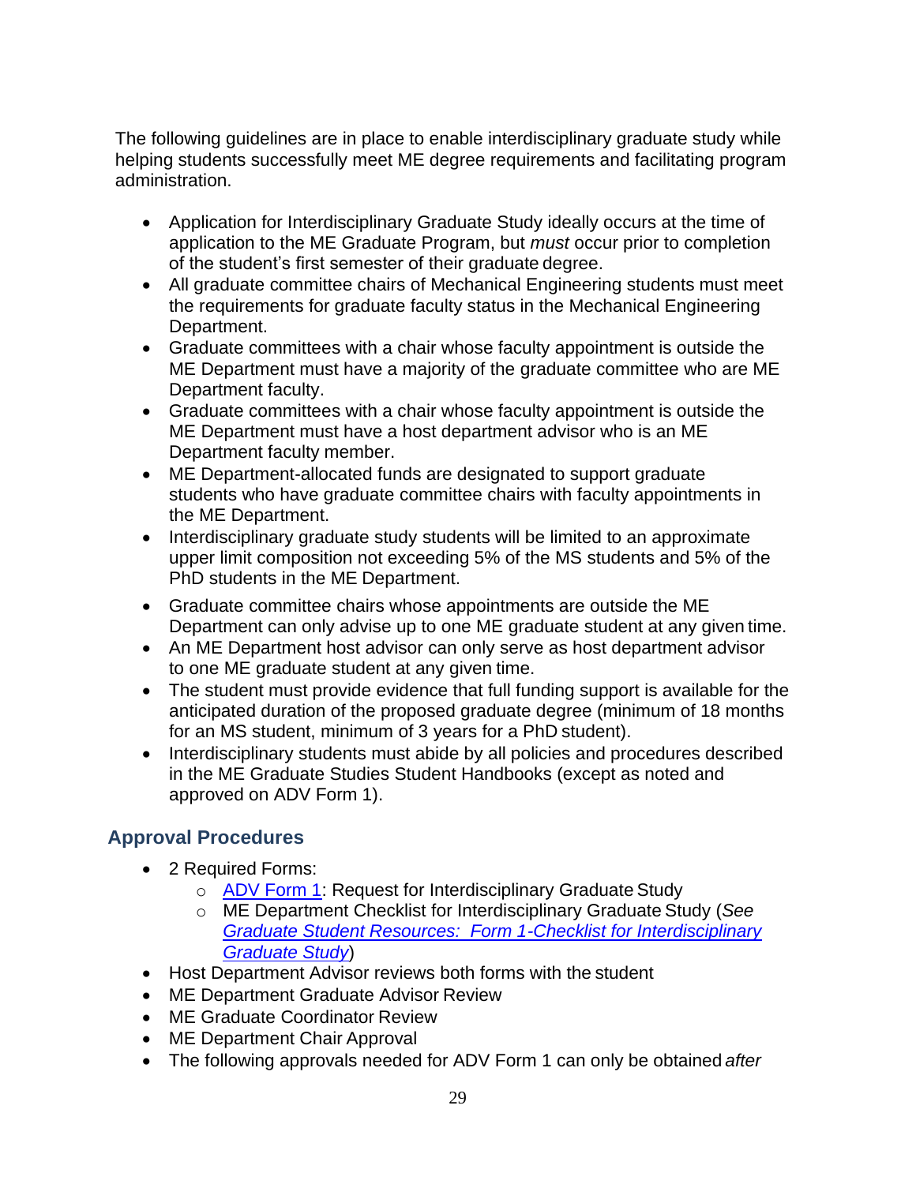The following guidelines are in place to enable interdisciplinary graduate study while helping students successfully meet ME degree requirements and facilitating program administration.

- Application for Interdisciplinary Graduate Study ideally occurs at the time of application to the ME Graduate Program, but *must* occur prior to completion of the student's first semester of their graduate degree.
- All graduate committee chairs of Mechanical Engineering students must meet the requirements for graduate faculty status in the Mechanical Engineering Department.
- Graduate committees with a chair whose faculty appointment is outside the ME Department must have a majority of the graduate committee who are ME Department faculty.
- Graduate committees with a chair whose faculty appointment is outside the ME Department must have a host department advisor who is an ME Department faculty member.
- ME Department-allocated funds are designated to support graduate students who have graduate committee chairs with faculty appointments in the ME Department.
- Interdisciplinary graduate study students will be limited to an approximate upper limit composition not exceeding 5% of the MS students and 5% of the PhD students in the ME Department.
- Graduate committee chairs whose appointments are outside the ME Department can only advise up to one ME graduate student at any given time.
- An ME Department host advisor can only serve as host department advisor to one ME graduate student at any given time.
- The student must provide evidence that full funding support is available for the anticipated duration of the proposed graduate degree (minimum of 18 months for an MS student, minimum of 3 years for a PhD student).
- Interdisciplinary students must abide by all policies and procedures described in the ME Graduate Studies Student Handbooks (except as noted and approved on ADV Form 1).

## Approval Procedures

- 2 Required Forms:
  - ADV Form 1: Request for Interdisciplinary Graduate Study
  - ME Department Checklist for Interdisciplinary Graduate Study (*See Graduate Student Resources: Form 1-Checklist for Interdisciplinary Graduate Study*)
- Host Department Advisor reviews both forms with the student
- ME Department Graduate Advisor Review
- ME Graduate Coordinator Review
- ME Department Chair Approval
- The following approvals needed for ADV Form 1 can only be obtained *after*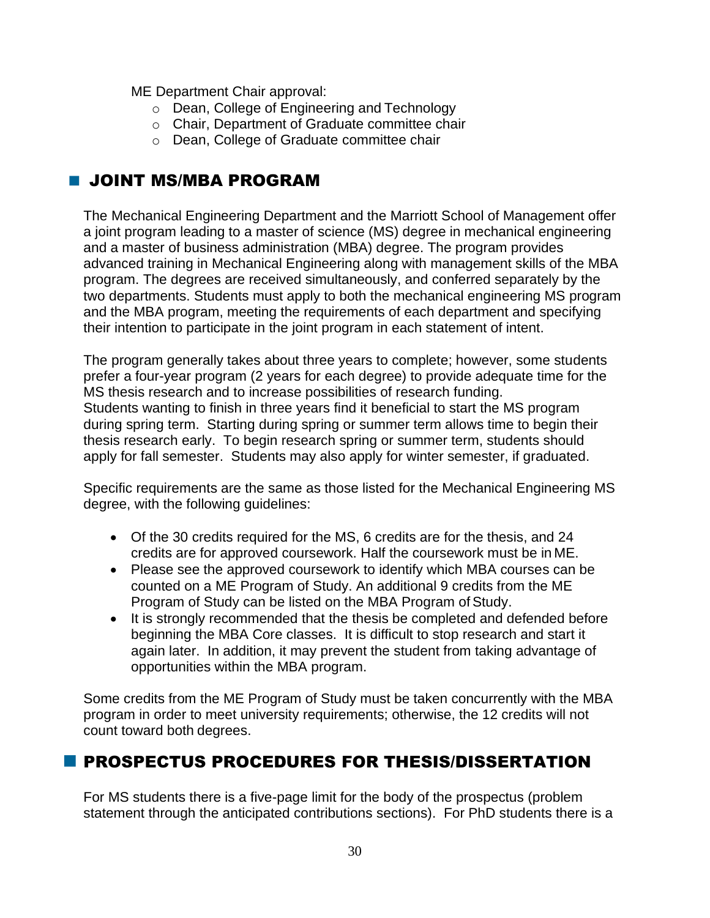ME Department Chair approval:

- Dean, College of Engineering and Technology
- Chair, Department of Graduate committee chair
- Dean, College of Graduate committee chair

## JOINT MS/MBA PROGRAM

The Mechanical Engineering Department and the Marriott School of Management offer a joint program leading to a master of science (MS) degree in mechanical engineering and a master of business administration (MBA) degree. The program provides advanced training in Mechanical Engineering along with management skills of the MBA program. The degrees are received simultaneously, and conferred separately by the two departments. Students must apply to both the mechanical engineering MS program and the MBA program, meeting the requirements of each department and specifying their intention to participate in the joint program in each statement of intent.

The program generally takes about three years to complete; however, some students prefer a four-year program (2 years for each degree) to provide adequate time for the MS thesis research and to increase possibilities of research funding.
Students wanting to finish in three years find it beneficial to start the MS program during spring term. Starting during spring or summer term allows time to begin their thesis research early. To begin research spring or summer term, students should apply for fall semester. Students may also apply for winter semester, if graduated.

Specific requirements are the same as those listed for the Mechanical Engineering MS degree, with the following guidelines:

- Of the 30 credits required for the MS, 6 credits are for the thesis, and 24 credits are for approved coursework. Half the coursework must be in ME.
- Please see the approved coursework to identify which MBA courses can be counted on a ME Program of Study. An additional 9 credits from the ME Program of Study can be listed on the MBA Program of Study.
- It is strongly recommended that the thesis be completed and defended before beginning the MBA Core classes. It is difficult to stop research and start it again later. In addition, it may prevent the student from taking advantage of opportunities within the MBA program.

Some credits from the ME Program of Study must be taken concurrently with the MBA program in order to meet university requirements; otherwise, the 12 credits will not count toward both degrees.

## PROSPECTUS PROCEDURES FOR THESIS/DISSERTATION

For MS students there is a five-page limit for the body of the prospectus (problem statement through the anticipated contributions sections). For PhD students there is a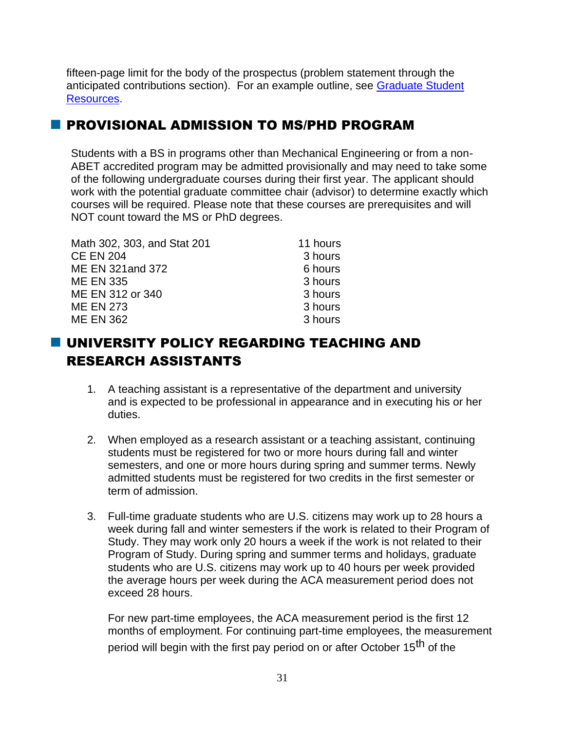fifteen-page limit for the body of the prospectus (problem statement through the anticipated contributions section). For an example outline, see [Graduate Student Resources](Graduate Student Resources).

## PROVISIONAL ADMISSION TO MS/PHD PROGRAM

Students with a BS in programs other than Mechanical Engineering or from a non-ABET accredited program may be admitted provisionally and may need to take some of the following undergraduate courses during their first year. The applicant should work with the potential graduate committee chair (advisor) to determine exactly which courses will be required. Please note that these courses are prerequisites and will NOT count toward the MS or PhD degrees.

| Course | Hours |
|---|---|
| Math 302, 303, and Stat 201 | 11 hours |
| CE EN 204 | 3 hours |
| ME EN 321and 372 | 6 hours |
| ME EN 335 | 3 hours |
| ME EN 312 or 340 | 3 hours |
| ME EN 273 | 3 hours |
| ME EN 362 | 3 hours |

## UNIVERSITY POLICY REGARDING TEACHING AND RESEARCH ASSISTANTS

1. A teaching assistant is a representative of the department and university and is expected to be professional in appearance and in executing his or her duties.

2. When employed as a research assistant or a teaching assistant, continuing students must be registered for two or more hours during fall and winter semesters, and one or more hours during spring and summer terms. Newly admitted students must be registered for two credits in the first semester or term of admission.

3. Full-time graduate students who are U.S. citizens may work up to 28 hours a week during fall and winter semesters if the work is related to their Program of Study. They may work only 20 hours a week if the work is not related to their Program of Study. During spring and summer terms and holidays, graduate students who are U.S. citizens may work up to 40 hours per week provided the average hours per week during the ACA measurement period does not exceed 28 hours.

   For new part-time employees, the ACA measurement period is the first 12 months of employment. For continuing part-time employees, the measurement period will begin with the first pay period on or after October 15th of the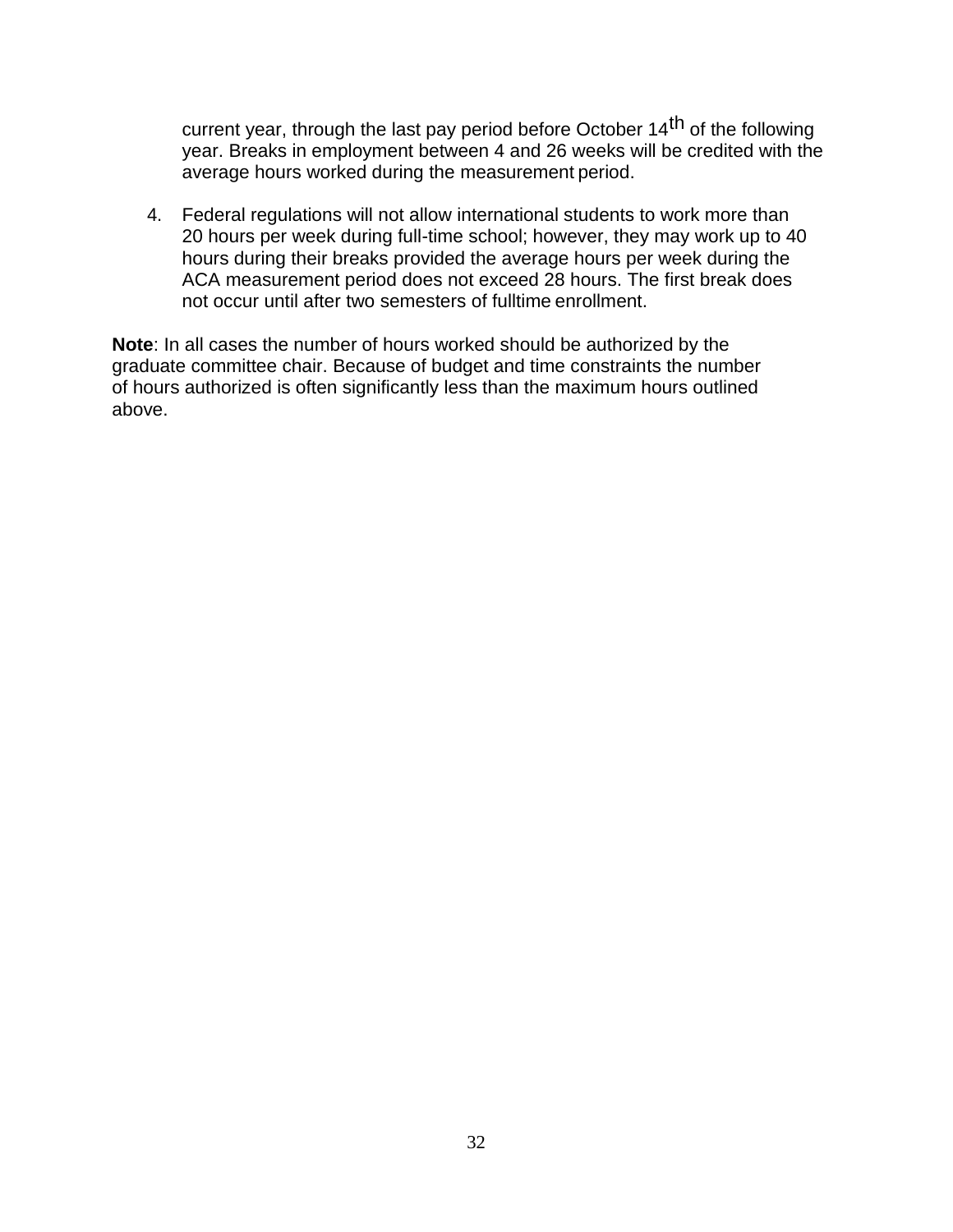current year, through the last pay period before October 14th of the following year. Breaks in employment between 4 and 26 weeks will be credited with the average hours worked during the measurement period.

4. Federal regulations will not allow international students to work more than 20 hours per week during full-time school; however, they may work up to 40 hours during their breaks provided the average hours per week during the ACA measurement period does not exceed 28 hours. The first break does not occur until after two semesters of fulltime enrollment.

**Note**: In all cases the number of hours worked should be authorized by the graduate committee chair. Because of budget and time constraints the number of hours authorized is often significantly less than the maximum hours outlined above.